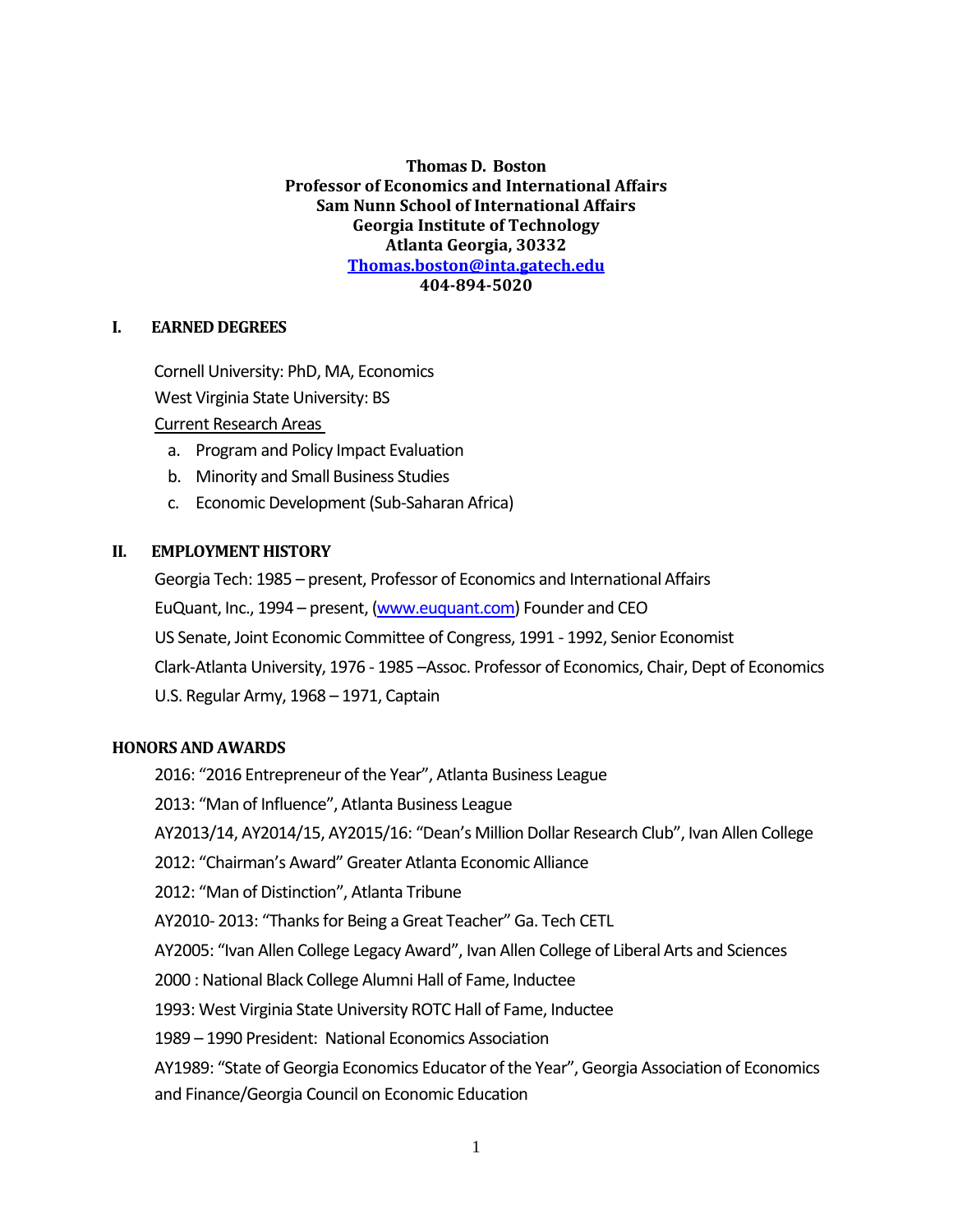**Thomas D. Boston**
**Professor of Economics and International Affairs**
**Sam Nunn School of International Affairs**
**Georgia Institute of Technology**
**Atlanta Georgia, 30332**
**[Thomas.boston@inta.gatech.edu](mailto:Thomas.boston@inta.gatech.edu)**
**404-894-5020**

## I. EARNED DEGREES

Cornell University: PhD, MA, Economics

West Virginia State University: BS

Current Research Areas

a. Program and Policy Impact Evaluation
b. Minority and Small Business Studies
c. Economic Development (Sub-Saharan Africa)

## II. EMPLOYMENT HISTORY

Georgia Tech: 1985 – present, Professor of Economics and International Affairs

EuQuant, Inc., 1994 – present, ([www.euquant.com](http://www.euquant.com)) Founder and CEO

US Senate, Joint Economic Committee of Congress, 1991 - 1992, Senior Economist

Clark-Atlanta University, 1976 - 1985 –Assoc. Professor of Economics, Chair, Dept of Economics

U.S. Regular Army, 1968 – 1971, Captain

## HONORS AND AWARDS

2016: "2016 Entrepreneur of the Year", Atlanta Business League

2013: "Man of Influence", Atlanta Business League

AY2013/14, AY2014/15, AY2015/16: "Dean's Million Dollar Research Club", Ivan Allen College

2012: "Chairman's Award" Greater Atlanta Economic Alliance

2012: "Man of Distinction", Atlanta Tribune

AY2010- 2013: "Thanks for Being a Great Teacher" Ga. Tech CETL

AY2005: "Ivan Allen College Legacy Award", Ivan Allen College of Liberal Arts and Sciences

2000 : National Black College Alumni Hall of Fame, Inductee

1993: West Virginia State University ROTC Hall of Fame, Inductee

1989 – 1990 President: National Economics Association

AY1989: "State of Georgia Economics Educator of the Year", Georgia Association of Economics and Finance/Georgia Council on Economic Education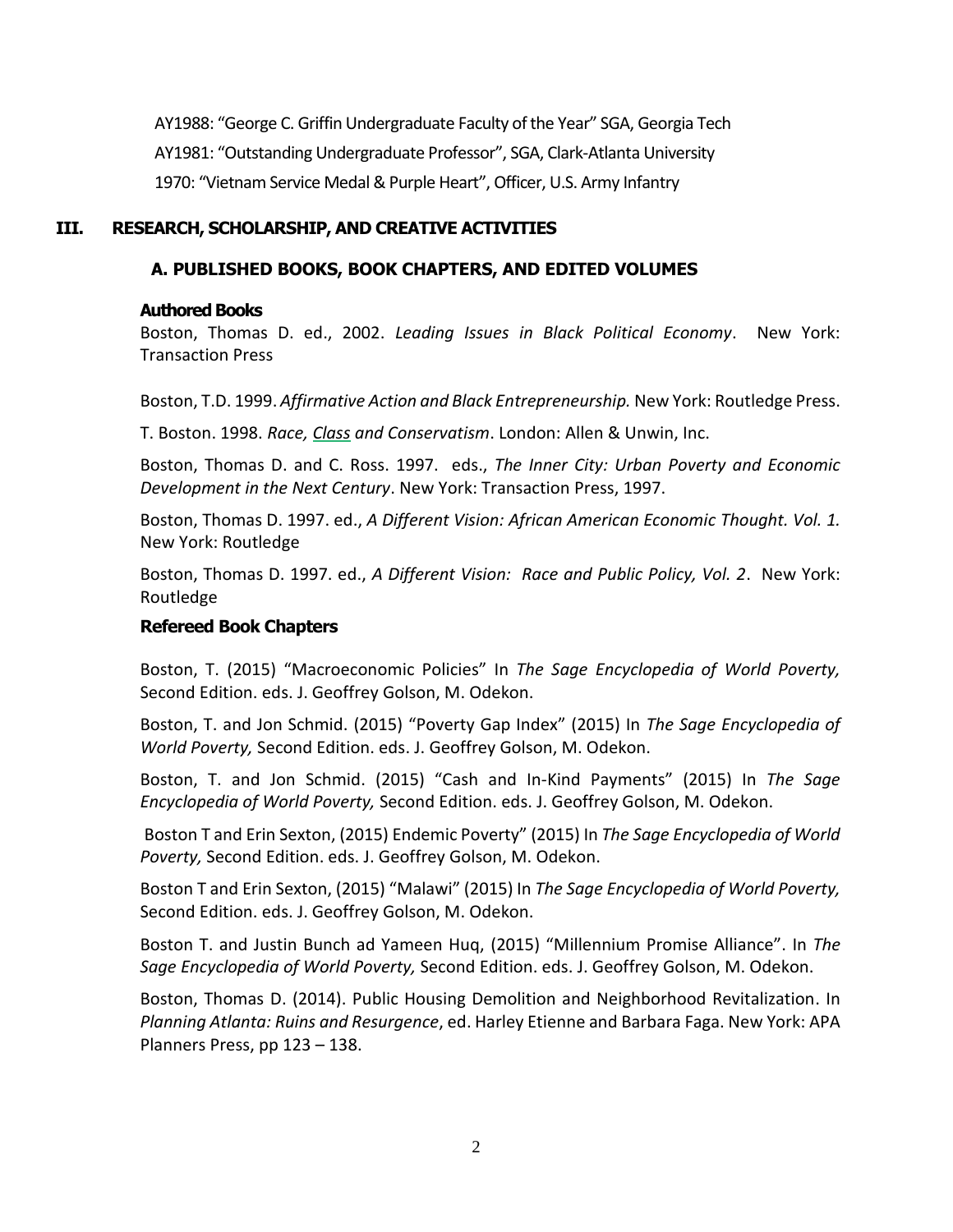AY1988: "George C. Griffin Undergraduate Faculty of the Year" SGA, Georgia Tech

AY1981: "Outstanding Undergraduate Professor", SGA, Clark-Atlanta University

1970: "Vietnam Service Medal & Purple Heart", Officer, U.S. Army Infantry

## III. RESEARCH, SCHOLARSHIP, AND CREATIVE ACTIVITIES

### A. PUBLISHED BOOKS, BOOK CHAPTERS, AND EDITED VOLUMES

**Authored Books**

Boston, Thomas D. ed., 2002. *Leading Issues in Black Political Economy*. New York: Transaction Press

Boston, T.D. 1999. *Affirmative Action and Black Entrepreneurship.* New York: Routledge Press.

T. Boston. 1998. *Race, Class and Conservatism*. London: Allen & Unwin, Inc.

Boston, Thomas D. and C. Ross. 1997. eds., *The Inner City: Urban Poverty and Economic Development in the Next Century*. New York: Transaction Press, 1997.

Boston, Thomas D. 1997. ed., *A Different Vision: African American Economic Thought. Vol. 1.* New York: Routledge

Boston, Thomas D. 1997. ed., *A Different Vision: Race and Public Policy, Vol. 2*. New York: Routledge

**Refereed Book Chapters**

Boston, T. (2015) "Macroeconomic Policies" In *The Sage Encyclopedia of World Poverty,* Second Edition. eds. J. Geoffrey Golson, M. Odekon.

Boston, T. and Jon Schmid. (2015) "Poverty Gap Index" (2015) In *The Sage Encyclopedia of World Poverty,* Second Edition. eds. J. Geoffrey Golson, M. Odekon.

Boston, T. and Jon Schmid. (2015) "Cash and In-Kind Payments" (2015) In *The Sage Encyclopedia of World Poverty,* Second Edition. eds. J. Geoffrey Golson, M. Odekon.

Boston T and Erin Sexton, (2015) Endemic Poverty" (2015) In *The Sage Encyclopedia of World Poverty,* Second Edition. eds. J. Geoffrey Golson, M. Odekon.

Boston T and Erin Sexton, (2015) "Malawi" (2015) In *The Sage Encyclopedia of World Poverty,* Second Edition. eds. J. Geoffrey Golson, M. Odekon.

Boston T. and Justin Bunch ad Yameen Huq, (2015) "Millennium Promise Alliance". In *The Sage Encyclopedia of World Poverty,* Second Edition. eds. J. Geoffrey Golson, M. Odekon.

Boston, Thomas D. (2014). Public Housing Demolition and Neighborhood Revitalization. In *Planning Atlanta: Ruins and Resurgence*, ed. Harley Etienne and Barbara Faga. New York: APA Planners Press, pp 123 – 138.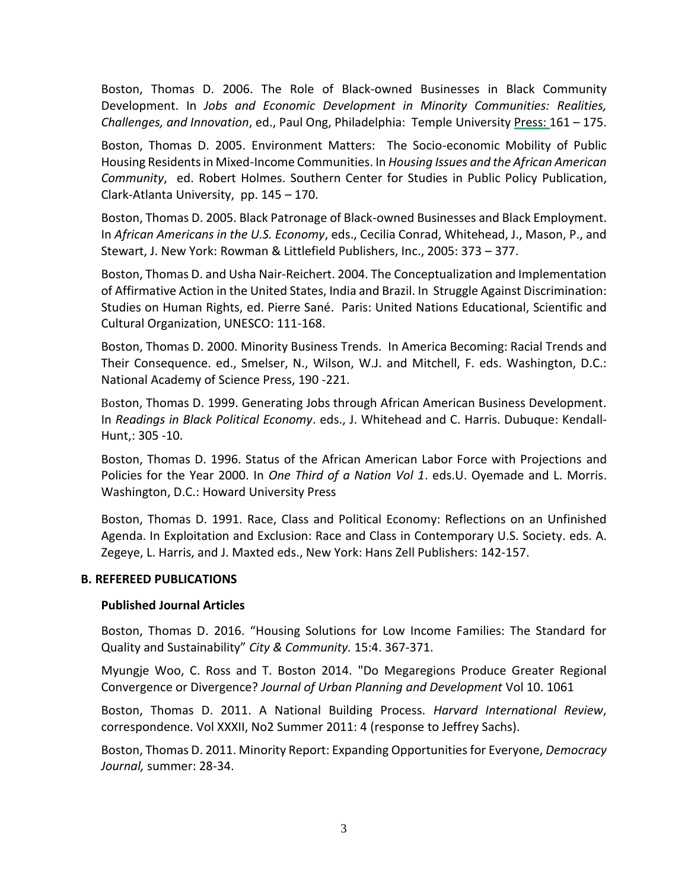Boston, Thomas D. 2006. The Role of Black-owned Businesses in Black Community Development. In *Jobs and Economic Development in Minority Communities: Realities, Challenges, and Innovation*, ed., Paul Ong, Philadelphia: Temple University Press: 161 – 175.

Boston, Thomas D. 2005. Environment Matters: The Socio-economic Mobility of Public Housing Residents in Mixed-Income Communities. In *Housing Issues and the African American Community*, ed. Robert Holmes. Southern Center for Studies in Public Policy Publication, Clark-Atlanta University, pp. 145 – 170.

Boston, Thomas D. 2005. Black Patronage of Black-owned Businesses and Black Employment. In *African Americans in the U.S. Economy*, eds., Cecilia Conrad, Whitehead, J., Mason, P., and Stewart, J. New York: Rowman & Littlefield Publishers, Inc., 2005: 373 – 377.

Boston, Thomas D. and Usha Nair-Reichert. 2004. The Conceptualization and Implementation of Affirmative Action in the United States, India and Brazil. In Struggle Against Discrimination: Studies on Human Rights, ed. Pierre Sané. Paris: United Nations Educational, Scientific and Cultural Organization, UNESCO: 111-168.

Boston, Thomas D. 2000. Minority Business Trends. In America Becoming: Racial Trends and Their Consequence. ed., Smelser, N., Wilson, W.J. and Mitchell, F. eds. Washington, D.C.: National Academy of Science Press, 190 -221.

Boston, Thomas D. 1999. Generating Jobs through African American Business Development. In *Readings in Black Political Economy*. eds., J. Whitehead and C. Harris. Dubuque: Kendall-Hunt,: 305 -10.

Boston, Thomas D. 1996. Status of the African American Labor Force with Projections and Policies for the Year 2000. In *One Third of a Nation Vol 1*. eds.U. Oyemade and L. Morris. Washington, D.C.: Howard University Press

Boston, Thomas D. 1991. Race, Class and Political Economy: Reflections on an Unfinished Agenda. In Exploitation and Exclusion: Race and Class in Contemporary U.S. Society. eds. A. Zegeye, L. Harris, and J. Maxted eds., New York: Hans Zell Publishers: 142-157.

## B. REFEREED PUBLICATIONS

### Published Journal Articles

Boston, Thomas D. 2016. "Housing Solutions for Low Income Families: The Standard for Quality and Sustainability" *City & Community.* 15:4. 367-371.

Myungje Woo, C. Ross and T. Boston 2014. "Do Megaregions Produce Greater Regional Convergence or Divergence? *Journal of Urban Planning and Development* Vol 10. 1061

Boston, Thomas D. 2011. A National Building Process. *Harvard International Review*, correspondence. Vol XXXII, No2 Summer 2011: 4 (response to Jeffrey Sachs).

Boston, Thomas D. 2011. Minority Report: Expanding Opportunities for Everyone, *Democracy Journal,* summer: 28-34.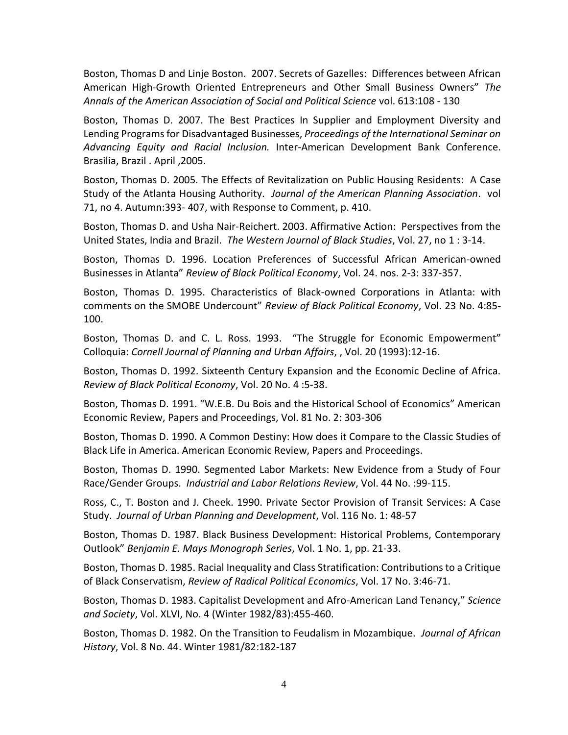Boston, Thomas D and Linje Boston. 2007. Secrets of Gazelles: Differences between African American High-Growth Oriented Entrepreneurs and Other Small Business Owners" *The Annals of the American Association of Social and Political Science* vol. 613:108 - 130

Boston, Thomas D. 2007. The Best Practices In Supplier and Employment Diversity and Lending Programs for Disadvantaged Businesses, *Proceedings of the International Seminar on Advancing Equity and Racial Inclusion.* Inter-American Development Bank Conference. Brasilia, Brazil . April ,2005.

Boston, Thomas D. 2005. The Effects of Revitalization on Public Housing Residents: A Case Study of the Atlanta Housing Authority. *Journal of the American Planning Association*. vol 71, no 4. Autumn:393- 407, with Response to Comment, p. 410.

Boston, Thomas D. and Usha Nair-Reichert. 2003. Affirmative Action: Perspectives from the United States, India and Brazil. *The Western Journal of Black Studies*, Vol. 27, no 1 : 3-14.

Boston, Thomas D. 1996. Location Preferences of Successful African American-owned Businesses in Atlanta" *Review of Black Political Economy*, Vol. 24. nos. 2-3: 337-357.

Boston, Thomas D. 1995. Characteristics of Black-owned Corporations in Atlanta: with comments on the SMOBE Undercount" *Review of Black Political Economy*, Vol. 23 No. 4:85-100.

Boston, Thomas D. and C. L. Ross. 1993. "The Struggle for Economic Empowerment" Colloquia: *Cornell Journal of Planning and Urban Affairs*, , Vol. 20 (1993):12-16.

Boston, Thomas D. 1992. Sixteenth Century Expansion and the Economic Decline of Africa. *Review of Black Political Economy*, Vol. 20 No. 4 :5-38.

Boston, Thomas D. 1991. "W.E.B. Du Bois and the Historical School of Economics" American Economic Review, Papers and Proceedings, Vol. 81 No. 2: 303-306

Boston, Thomas D. 1990. A Common Destiny: How does it Compare to the Classic Studies of Black Life in America. American Economic Review, Papers and Proceedings.

Boston, Thomas D. 1990. Segmented Labor Markets: New Evidence from a Study of Four Race/Gender Groups. *Industrial and Labor Relations Review*, Vol. 44 No. :99-115.

Ross, C., T. Boston and J. Cheek. 1990. Private Sector Provision of Transit Services: A Case Study. *Journal of Urban Planning and Development*, Vol. 116 No. 1: 48-57

Boston, Thomas D. 1987. Black Business Development: Historical Problems, Contemporary Outlook" *Benjamin E. Mays Monograph Series*, Vol. 1 No. 1, pp. 21-33.

Boston, Thomas D. 1985. Racial Inequality and Class Stratification: Contributions to a Critique of Black Conservatism, *Review of Radical Political Economics*, Vol. 17 No. 3:46-71.

Boston, Thomas D. 1983. Capitalist Development and Afro-American Land Tenancy," *Science and Society*, Vol. XLVI, No. 4 (Winter 1982/83):455-460.

Boston, Thomas D. 1982. On the Transition to Feudalism in Mozambique. *Journal of African History*, Vol. 8 No. 44. Winter 1981/82:182-187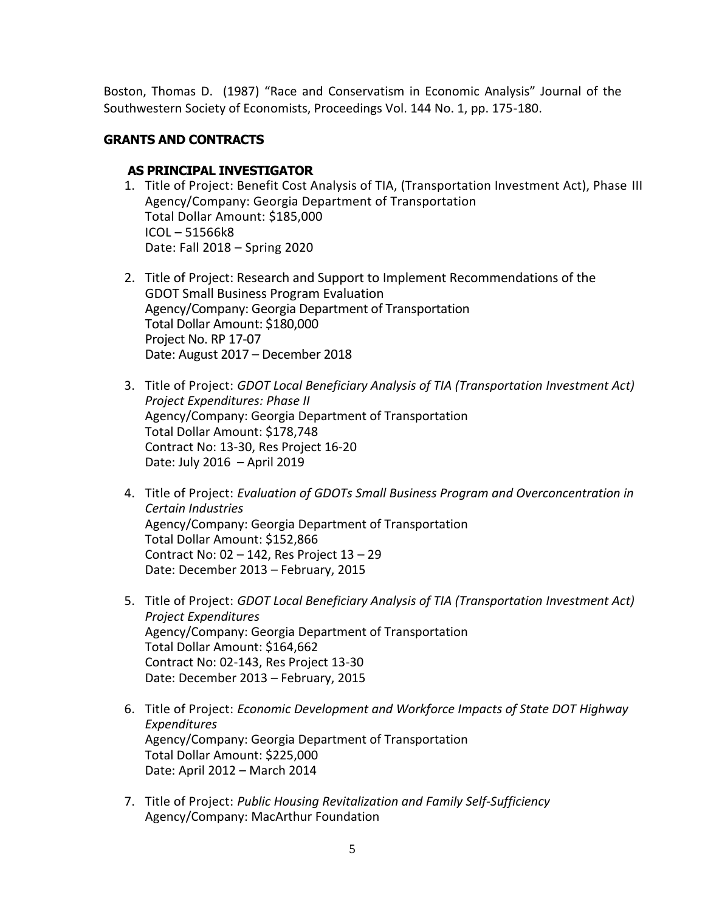Boston, Thomas D. (1987) "Race and Conservatism in Economic Analysis" Journal of the Southwestern Society of Economists, Proceedings Vol. 144 No. 1, pp. 175-180.

## GRANTS AND CONTRACTS

### AS PRINCIPAL INVESTIGATOR

1. Title of Project: Benefit Cost Analysis of TIA, (Transportation Investment Act), Phase III
   Agency/Company: Georgia Department of Transportation
   Total Dollar Amount: $185,000
   ICOL – 51566k8
   Date: Fall 2018 – Spring 2020

2. Title of Project: Research and Support to Implement Recommendations of the GDOT Small Business Program Evaluation
   Agency/Company: Georgia Department of Transportation
   Total Dollar Amount: $180,000
   Project No. RP 17-07
   Date: August 2017 – December 2018

3. Title of Project: *GDOT Local Beneficiary Analysis of TIA (Transportation Investment Act) Project Expenditures: Phase II*
   Agency/Company: Georgia Department of Transportation
   Total Dollar Amount: $178,748
   Contract No: 13-30, Res Project 16-20
   Date: July 2016 – April 2019

4. Title of Project: *Evaluation of GDOTs Small Business Program and Overconcentration in Certain Industries*
   Agency/Company: Georgia Department of Transportation
   Total Dollar Amount: $152,866
   Contract No: 02 – 142, Res Project 13 – 29
   Date: December 2013 – February, 2015

5. Title of Project: *GDOT Local Beneficiary Analysis of TIA (Transportation Investment Act) Project Expenditures*
   Agency/Company: Georgia Department of Transportation
   Total Dollar Amount: $164,662
   Contract No: 02-143, Res Project 13-30
   Date: December 2013 – February, 2015

6. Title of Project: *Economic Development and Workforce Impacts of State DOT Highway Expenditures*
   Agency/Company: Georgia Department of Transportation
   Total Dollar Amount: $225,000
   Date: April 2012 – March 2014

7. Title of Project: *Public Housing Revitalization and Family Self-Sufficiency*
   Agency/Company: MacArthur Foundation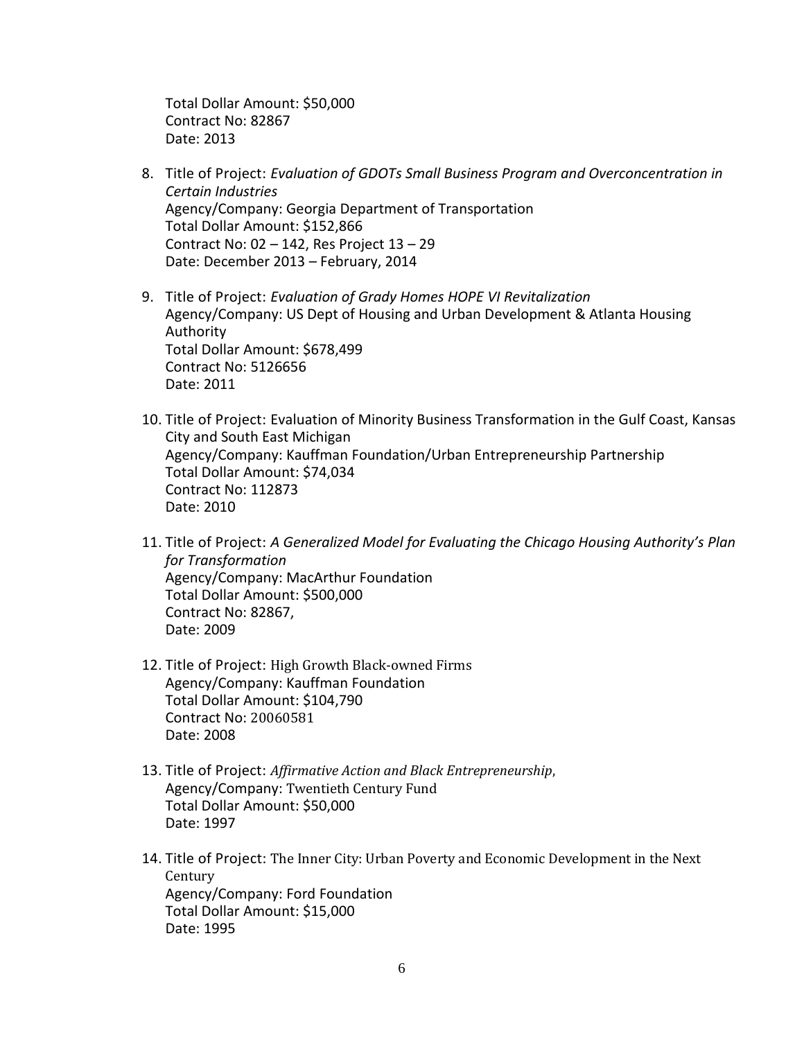Total Dollar Amount: $50,000
Contract No: 82867
Date: 2013

8. Title of Project: *Evaluation of GDOTs Small Business Program and Overconcentration in Certain Industries*
   Agency/Company: Georgia Department of Transportation
   Total Dollar Amount: $152,866
   Contract No: 02 – 142, Res Project 13 – 29
   Date: December 2013 – February, 2014

9. Title of Project: *Evaluation of Grady Homes HOPE VI Revitalization*
   Agency/Company: US Dept of Housing and Urban Development & Atlanta Housing Authority
   Total Dollar Amount: $678,499
   Contract No: 5126656
   Date: 2011

10. Title of Project: Evaluation of Minority Business Transformation in the Gulf Coast, Kansas City and South East Michigan
    Agency/Company: Kauffman Foundation/Urban Entrepreneurship Partnership
    Total Dollar Amount: $74,034
    Contract No: 112873
    Date: 2010

11. Title of Project: *A Generalized Model for Evaluating the Chicago Housing Authority's Plan for Transformation*
    Agency/Company: MacArthur Foundation
    Total Dollar Amount: $500,000
    Contract No: 82867,
    Date: 2009

12. Title of Project: High Growth Black-owned Firms
    Agency/Company: Kauffman Foundation
    Total Dollar Amount: $104,790
    Contract No: 20060581
    Date: 2008

13. Title of Project: *Affirmative Action and Black Entrepreneurship*,
    Agency/Company: Twentieth Century Fund
    Total Dollar Amount: $50,000
    Date: 1997

14. Title of Project: The Inner City: Urban Poverty and Economic Development in the Next Century
    Agency/Company: Ford Foundation
    Total Dollar Amount: $15,000
    Date: 1995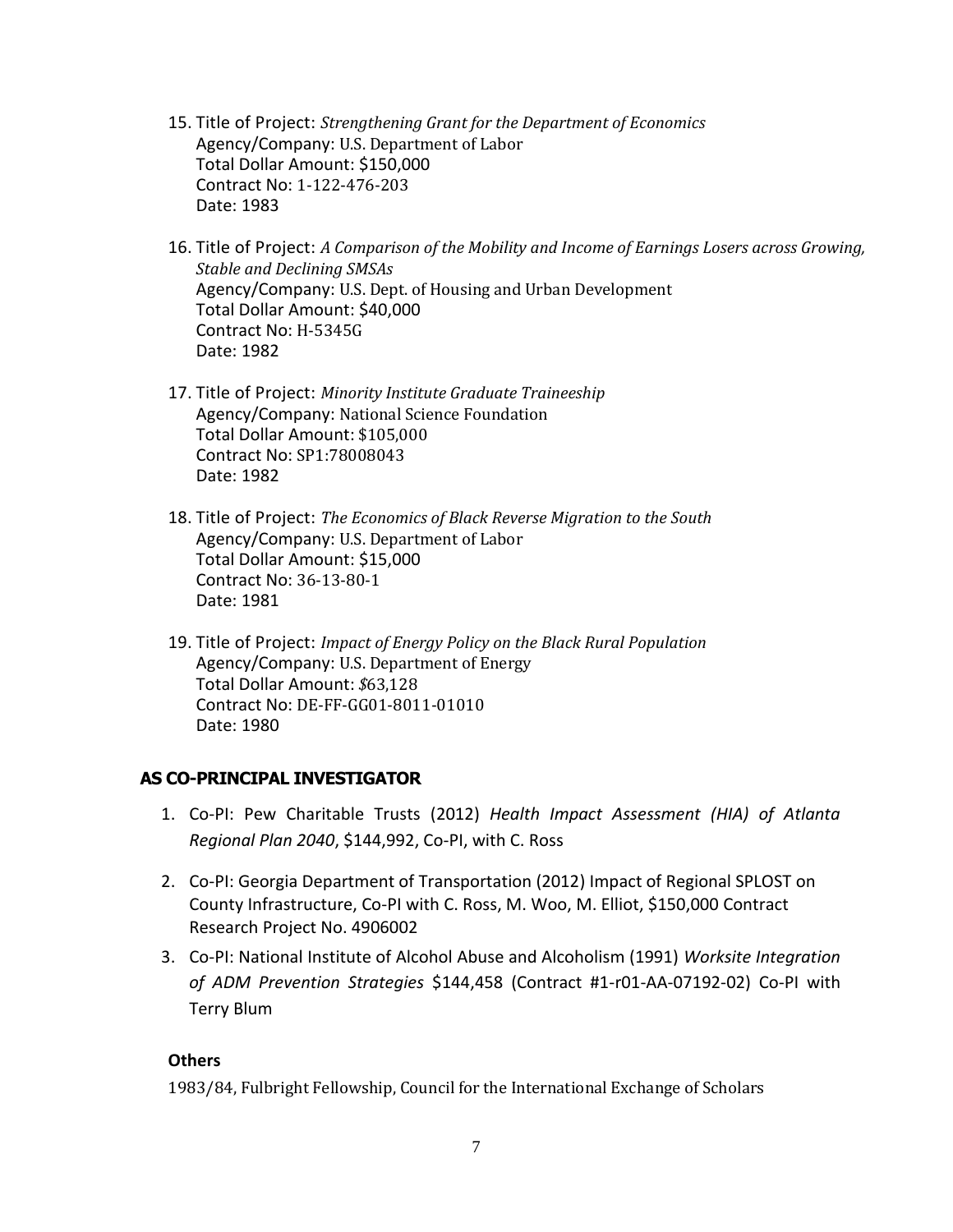15. Title of Project: *Strengthening Grant for the Department of Economics*
    Agency/Company: U.S. Department of Labor
    Total Dollar Amount: $150,000
    Contract No: 1-122-476-203
    Date: 1983

16. Title of Project: *A Comparison of the Mobility and Income of Earnings Losers across Growing, Stable and Declining SMSAs*
    Agency/Company: U.S. Dept. of Housing and Urban Development
    Total Dollar Amount: $40,000
    Contract No: H-5345G
    Date: 1982

17. Title of Project: *Minority Institute Graduate Traineeship*
    Agency/Company: National Science Foundation
    Total Dollar Amount: $105,000
    Contract No: SP1:78008043
    Date: 1982

18. Title of Project: *The Economics of Black Reverse Migration to the South*
    Agency/Company: U.S. Department of Labor
    Total Dollar Amount: $15,000
    Contract No: 36-13-80-1
    Date: 1981

19. Title of Project: *Impact of Energy Policy on the Black Rural Population*
    Agency/Company: U.S. Department of Energy
    Total Dollar Amount: *$*63,128
    Contract No: DE-FF-GG01-8011-01010
    Date: 1980

### AS CO-PRINCIPAL INVESTIGATOR

1. Co-PI: Pew Charitable Trusts (2012) *Health Impact Assessment (HIA) of Atlanta Regional Plan 2040*, $144,992, Co-PI, with C. Ross
2. Co-PI: Georgia Department of Transportation (2012) Impact of Regional SPLOST on County Infrastructure, Co-PI with C. Ross, M. Woo, M. Elliot, $150,000 Contract Research Project No. 4906002
3. Co-PI: National Institute of Alcohol Abuse and Alcoholism (1991) *Worksite Integration of ADM Prevention Strategies* $144,458 (Contract #1-r01-AA-07192-02) Co-PI with Terry Blum

#### Others

1983/84, Fulbright Fellowship, Council for the International Exchange of Scholars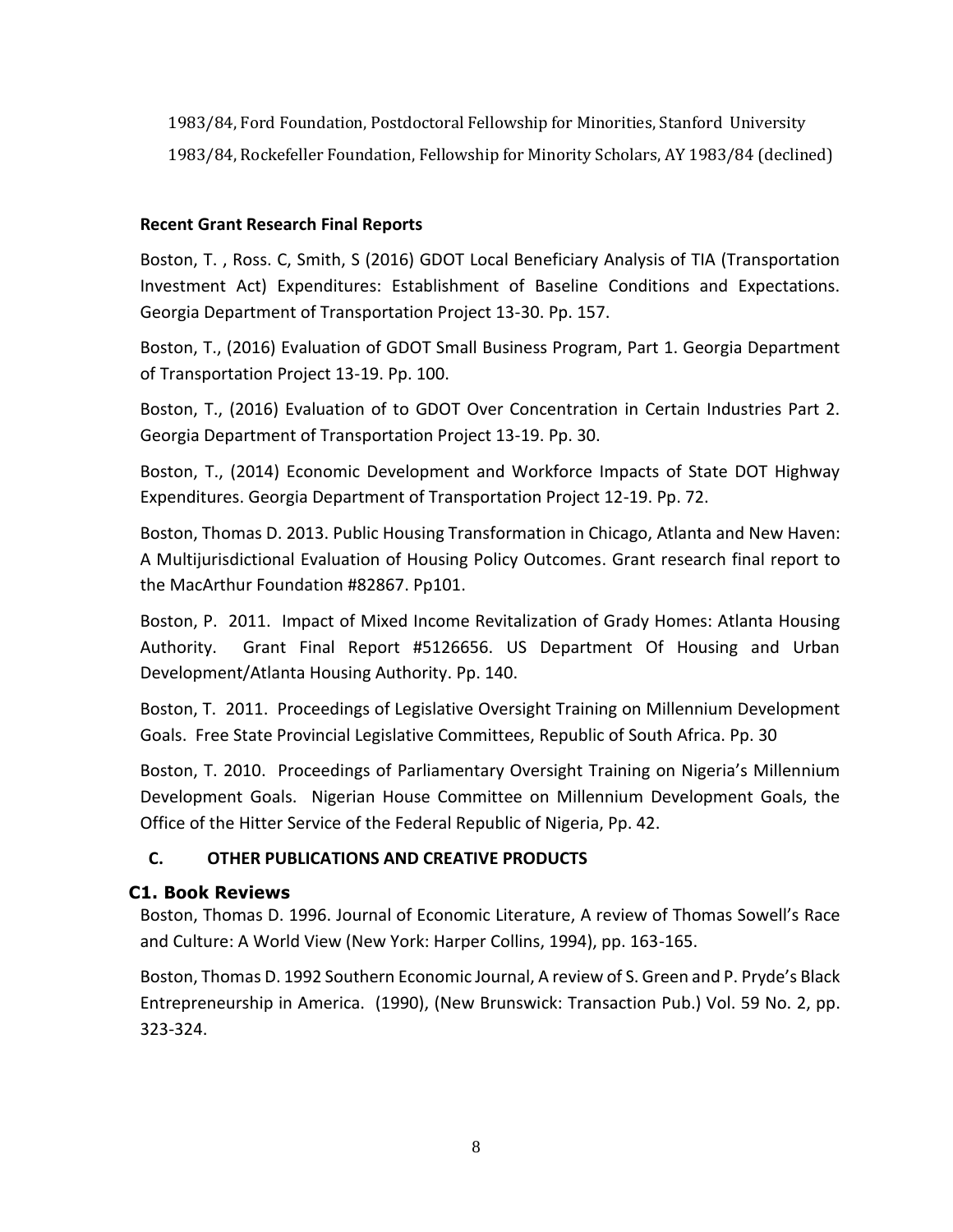1983/84, Ford Foundation, Postdoctoral Fellowship for Minorities, Stanford University

1983/84, Rockefeller Foundation, Fellowship for Minority Scholars, AY 1983/84 (declined)

**Recent Grant Research Final Reports**

Boston, T. , Ross. C, Smith, S (2016) GDOT Local Beneficiary Analysis of TIA (Transportation Investment Act) Expenditures: Establishment of Baseline Conditions and Expectations. Georgia Department of Transportation Project 13-30. Pp. 157.

Boston, T., (2016) Evaluation of GDOT Small Business Program, Part 1. Georgia Department of Transportation Project 13-19. Pp. 100.

Boston, T., (2016) Evaluation of to GDOT Over Concentration in Certain Industries Part 2. Georgia Department of Transportation Project 13-19. Pp. 30.

Boston, T., (2014) Economic Development and Workforce Impacts of State DOT Highway Expenditures. Georgia Department of Transportation Project 12-19. Pp. 72.

Boston, Thomas D. 2013. Public Housing Transformation in Chicago, Atlanta and New Haven: A Multijurisdictional Evaluation of Housing Policy Outcomes. Grant research final report to the MacArthur Foundation #82867. Pp101.

Boston, P. 2011. Impact of Mixed Income Revitalization of Grady Homes: Atlanta Housing Authority. Grant Final Report #5126656. US Department Of Housing and Urban Development/Atlanta Housing Authority. Pp. 140.

Boston, T. 2011. Proceedings of Legislative Oversight Training on Millennium Development Goals. Free State Provincial Legislative Committees, Republic of South Africa. Pp. 30

Boston, T. 2010. Proceedings of Parliamentary Oversight Training on Nigeria's Millennium Development Goals. Nigerian House Committee on Millennium Development Goals, the Office of the Hitter Service of the Federal Republic of Nigeria, Pp. 42.

## C. OTHER PUBLICATIONS AND CREATIVE PRODUCTS

### C1. Book Reviews

Boston, Thomas D. 1996. Journal of Economic Literature, A review of Thomas Sowell's Race and Culture: A World View (New York: Harper Collins, 1994), pp. 163-165.

Boston, Thomas D. 1992 Southern Economic Journal, A review of S. Green and P. Pryde's Black Entrepreneurship in America. (1990), (New Brunswick: Transaction Pub.) Vol. 59 No. 2, pp. 323-324.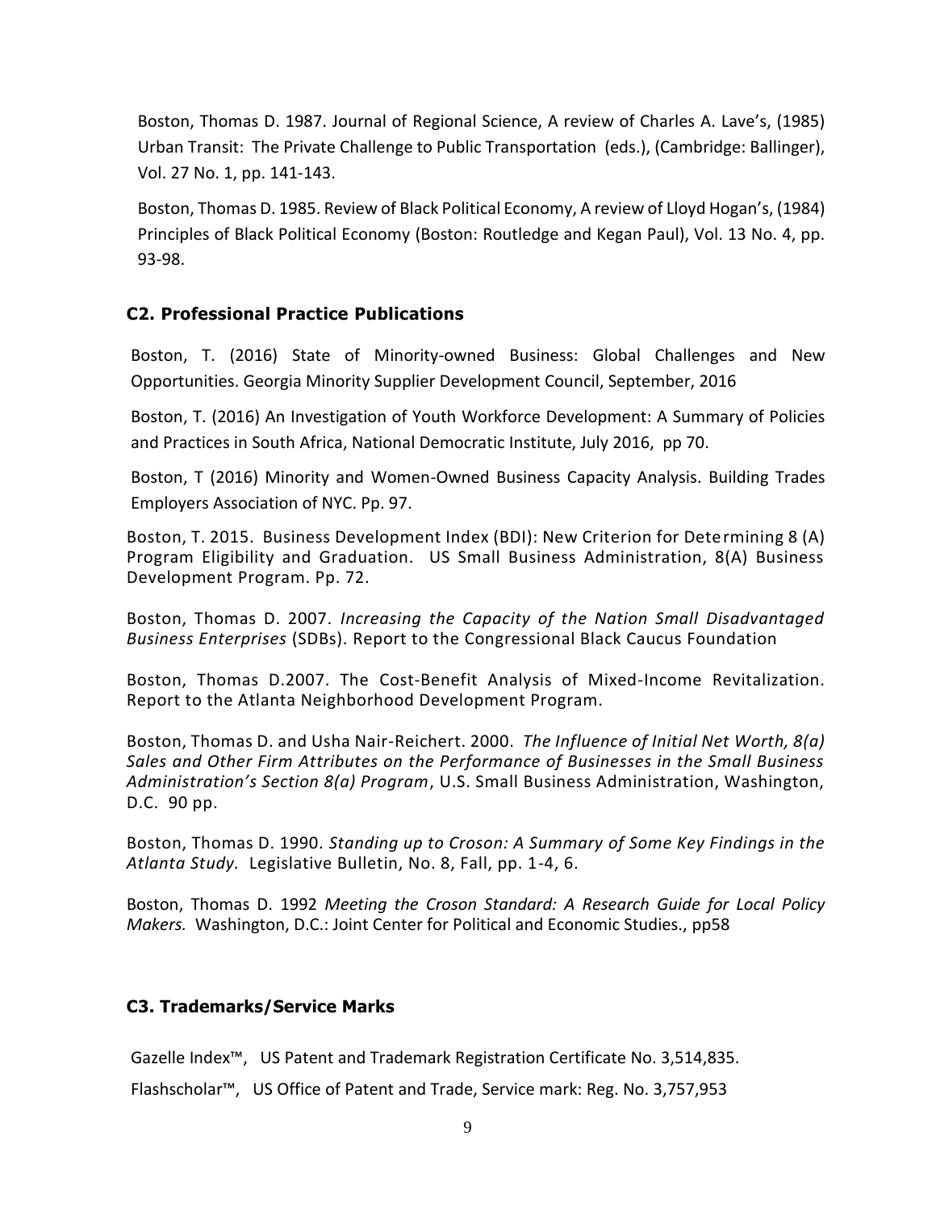Boston, Thomas D. 1987. Journal of Regional Science, A review of Charles A. Lave's, (1985) Urban Transit: The Private Challenge to Public Transportation (eds.), (Cambridge: Ballinger), Vol. 27 No. 1, pp. 141-143.

Boston, Thomas D. 1985. Review of Black Political Economy, A review of Lloyd Hogan's, (1984) Principles of Black Political Economy (Boston: Routledge and Kegan Paul), Vol. 13 No. 4, pp. 93-98.

### C2. Professional Practice Publications

Boston, T. (2016) State of Minority-owned Business: Global Challenges and New Opportunities. Georgia Minority Supplier Development Council, September, 2016

Boston, T. (2016) An Investigation of Youth Workforce Development: A Summary of Policies and Practices in South Africa, National Democratic Institute, July 2016, pp 70.

Boston, T (2016) Minority and Women-Owned Business Capacity Analysis. Building Trades Employers Association of NYC. Pp. 97.

Boston, T. 2015. Business Development Index (BDI): New Criterion for Determining 8 (A) Program Eligibility and Graduation. US Small Business Administration, 8(A) Business Development Program. Pp. 72.

Boston, Thomas D. 2007. *Increasing the Capacity of the Nation Small Disadvantaged Business Enterprises* (SDBs). Report to the Congressional Black Caucus Foundation

Boston, Thomas D.2007. The Cost-Benefit Analysis of Mixed-Income Revitalization. Report to the Atlanta Neighborhood Development Program.

Boston, Thomas D. and Usha Nair-Reichert. 2000. *The Influence of Initial Net Worth, 8(a) Sales and Other Firm Attributes on the Performance of Businesses in the Small Business Administration's Section 8(a) Program*, U.S. Small Business Administration, Washington, D.C. 90 pp.

Boston, Thomas D. 1990. *Standing up to Croson: A Summary of Some Key Findings in the Atlanta Study.* Legislative Bulletin, No. 8, Fall, pp. 1-4, 6.

Boston, Thomas D. 1992 *Meeting the Croson Standard: A Research Guide for Local Policy Makers.* Washington, D.C.: Joint Center for Political and Economic Studies., pp58

### C3. Trademarks/Service Marks

Gazelle Index™, US Patent and Trademark Registration Certificate No. 3,514,835.

Flashscholar™, US Office of Patent and Trade, Service mark: Reg. No. 3,757,953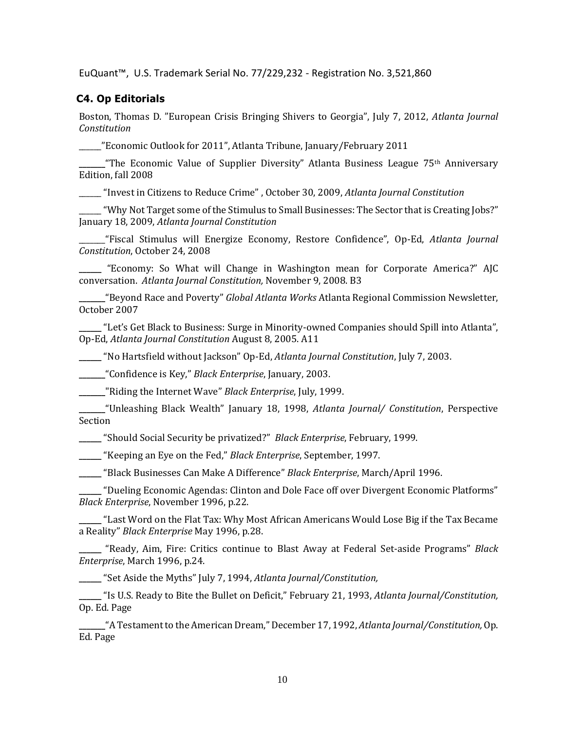EuQuant™, U.S. Trademark Serial No. 77/229,232 - Registration No. 3,521,860

### C4. Op Editorials

Boston, Thomas D. "European Crisis Bringing Shivers to Georgia", July 7, 2012, *Atlanta Journal Constitution*

______"Economic Outlook for 2011", Atlanta Tribune, January/February 2011

______"The Economic Value of Supplier Diversity" Atlanta Business League 75th Anniversary Edition, fall 2008

______ "Invest in Citizens to Reduce Crime" , October 30, 2009, *Atlanta Journal Constitution*

______ "Why Not Target some of the Stimulus to Small Businesses: The Sector that is Creating Jobs?" January 18, 2009, *Atlanta Journal Constitution*

_______"Fiscal Stimulus will Energize Economy, Restore Confidence", Op-Ed, *Atlanta Journal Constitution*, October 24, 2008

______ "Economy: So What will Change in Washington mean for Corporate America?" AJC conversation. *Atlanta Journal Constitution,* November 9, 2008. B3

_______"Beyond Race and Poverty" *Global Atlanta Works* Atlanta Regional Commission Newsletter, October 2007

______ "Let's Get Black to Business: Surge in Minority-owned Companies should Spill into Atlanta", Op-Ed, *Atlanta Journal Constitution* August 8, 2005. A11

______ "No Hartsfield without Jackson" Op-Ed, *Atlanta Journal Constitution*, July 7, 2003.

_______"Confidence is Key," *Black Enterprise*, January, 2003.

_______"Riding the Internet Wave" *Black Enterprise*, July, 1999.

_______"Unleashing Black Wealth" January 18, 1998, *Atlanta Journal/ Constitution*, Perspective Section

______ "Should Social Security be privatized?" *Black Enterprise*, February, 1999.

______ "Keeping an Eye on the Fed," *Black Enterprise*, September, 1997.

______ "Black Businesses Can Make A Difference" *Black Enterprise*, March/April 1996.

______ "Dueling Economic Agendas: Clinton and Dole Face off over Divergent Economic Platforms" *Black Enterprise*, November 1996, p.22.

______ "Last Word on the Flat Tax: Why Most African Americans Would Lose Big if the Tax Became a Reality" *Black Enterprise* May 1996, p.28.

______ "Ready, Aim, Fire: Critics continue to Blast Away at Federal Set-aside Programs" *Black Enterprise*, March 1996, p.24.

______ "Set Aside the Myths" July 7, 1994, *Atlanta Journal/Constitution,*

______ "Is U.S. Ready to Bite the Bullet on Deficit," February 21, 1993, *Atlanta Journal/Constitution,* Op. Ed. Page

_______"A Testament to the American Dream," December 17, 1992, *Atlanta Journal/Constitution,* Op. Ed. Page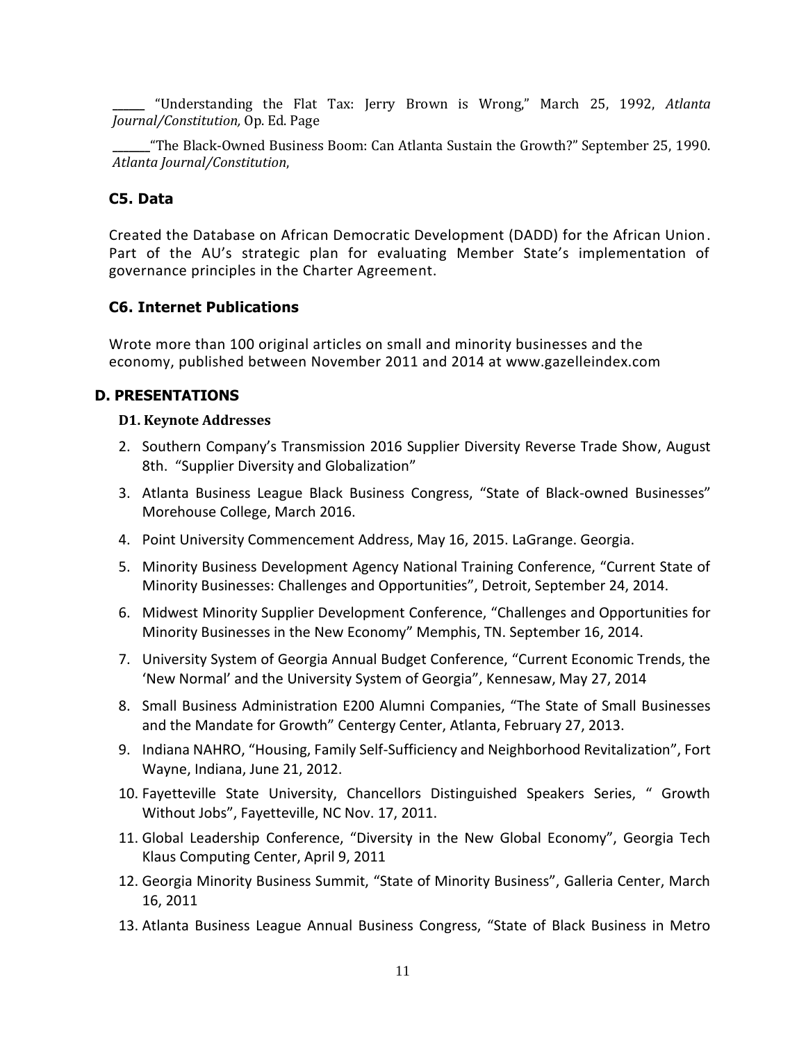_____ "Understanding the Flat Tax: Jerry Brown is Wrong," March 25, 1992, *Atlanta Journal/Constitution,* Op. Ed. Page

______"The Black-Owned Business Boom: Can Atlanta Sustain the Growth?" September 25, 1990. *Atlanta Journal/Constitution*,

### C5. Data

Created the Database on African Democratic Development (DADD) for the African Union. Part of the AU's strategic plan for evaluating Member State's implementation of governance principles in the Charter Agreement.

### C6. Internet Publications

Wrote more than 100 original articles on small and minority businesses and the economy, published between November 2011 and 2014 at www.gazelleindex.com

## D. PRESENTATIONS

#### D1. Keynote Addresses

2. Southern Company's Transmission 2016 Supplier Diversity Reverse Trade Show, August 8th. "Supplier Diversity and Globalization"
3. Atlanta Business League Black Business Congress, "State of Black-owned Businesses" Morehouse College, March 2016.
4. Point University Commencement Address, May 16, 2015. LaGrange. Georgia.
5. Minority Business Development Agency National Training Conference, "Current State of Minority Businesses: Challenges and Opportunities", Detroit, September 24, 2014.
6. Midwest Minority Supplier Development Conference, "Challenges and Opportunities for Minority Businesses in the New Economy" Memphis, TN. September 16, 2014.
7. University System of Georgia Annual Budget Conference, "Current Economic Trends, the 'New Normal' and the University System of Georgia", Kennesaw, May 27, 2014
8. Small Business Administration E200 Alumni Companies, "The State of Small Businesses and the Mandate for Growth" Centergy Center, Atlanta, February 27, 2013.
9. Indiana NAHRO, "Housing, Family Self-Sufficiency and Neighborhood Revitalization", Fort Wayne, Indiana, June 21, 2012.
10. Fayetteville State University, Chancellors Distinguished Speakers Series, " Growth Without Jobs", Fayetteville, NC Nov. 17, 2011.
11. Global Leadership Conference, "Diversity in the New Global Economy", Georgia Tech Klaus Computing Center, April 9, 2011
12. Georgia Minority Business Summit, "State of Minority Business", Galleria Center, March 16, 2011
13. Atlanta Business League Annual Business Congress, "State of Black Business in Metro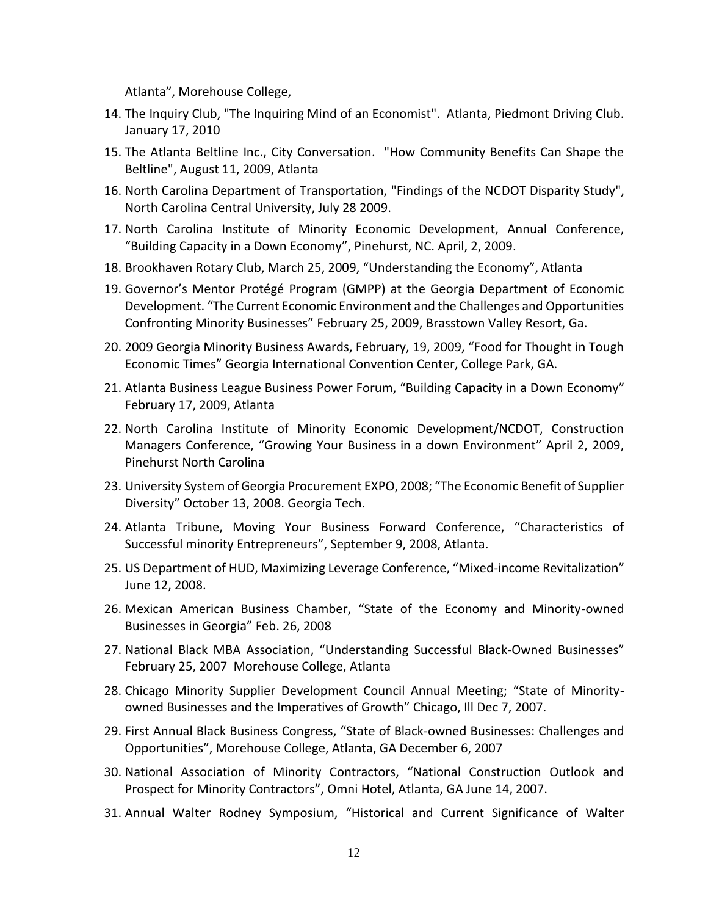Atlanta", Morehouse College,

14. The Inquiry Club, "The Inquiring Mind of an Economist". Atlanta, Piedmont Driving Club. January 17, 2010
15. The Atlanta Beltline Inc., City Conversation. "How Community Benefits Can Shape the Beltline", August 11, 2009, Atlanta
16. North Carolina Department of Transportation, "Findings of the NCDOT Disparity Study", North Carolina Central University, July 28 2009.
17. North Carolina Institute of Minority Economic Development, Annual Conference, "Building Capacity in a Down Economy", Pinehurst, NC. April, 2, 2009.
18. Brookhaven Rotary Club, March 25, 2009, "Understanding the Economy", Atlanta
19. Governor's Mentor Protégé Program (GMPP) at the Georgia Department of Economic Development. "The Current Economic Environment and the Challenges and Opportunities Confronting Minority Businesses" February 25, 2009, Brasstown Valley Resort, Ga.
20. 2009 Georgia Minority Business Awards, February, 19, 2009, "Food for Thought in Tough Economic Times" Georgia International Convention Center, College Park, GA.
21. Atlanta Business League Business Power Forum, "Building Capacity in a Down Economy" February 17, 2009, Atlanta
22. North Carolina Institute of Minority Economic Development/NCDOT, Construction Managers Conference, "Growing Your Business in a down Environment" April 2, 2009, Pinehurst North Carolina
23. University System of Georgia Procurement EXPO, 2008; "The Economic Benefit of Supplier Diversity" October 13, 2008. Georgia Tech.
24. Atlanta Tribune, Moving Your Business Forward Conference, "Characteristics of Successful minority Entrepreneurs", September 9, 2008, Atlanta.
25. US Department of HUD, Maximizing Leverage Conference, "Mixed-income Revitalization" June 12, 2008.
26. Mexican American Business Chamber, "State of the Economy and Minority-owned Businesses in Georgia" Feb. 26, 2008
27. National Black MBA Association, "Understanding Successful Black-Owned Businesses" February 25, 2007 Morehouse College, Atlanta
28. Chicago Minority Supplier Development Council Annual Meeting; "State of Minority-owned Businesses and the Imperatives of Growth" Chicago, Ill Dec 7, 2007.
29. First Annual Black Business Congress, "State of Black-owned Businesses: Challenges and Opportunities", Morehouse College, Atlanta, GA December 6, 2007
30. National Association of Minority Contractors, "National Construction Outlook and Prospect for Minority Contractors", Omni Hotel, Atlanta, GA June 14, 2007.
31. Annual Walter Rodney Symposium, "Historical and Current Significance of Walter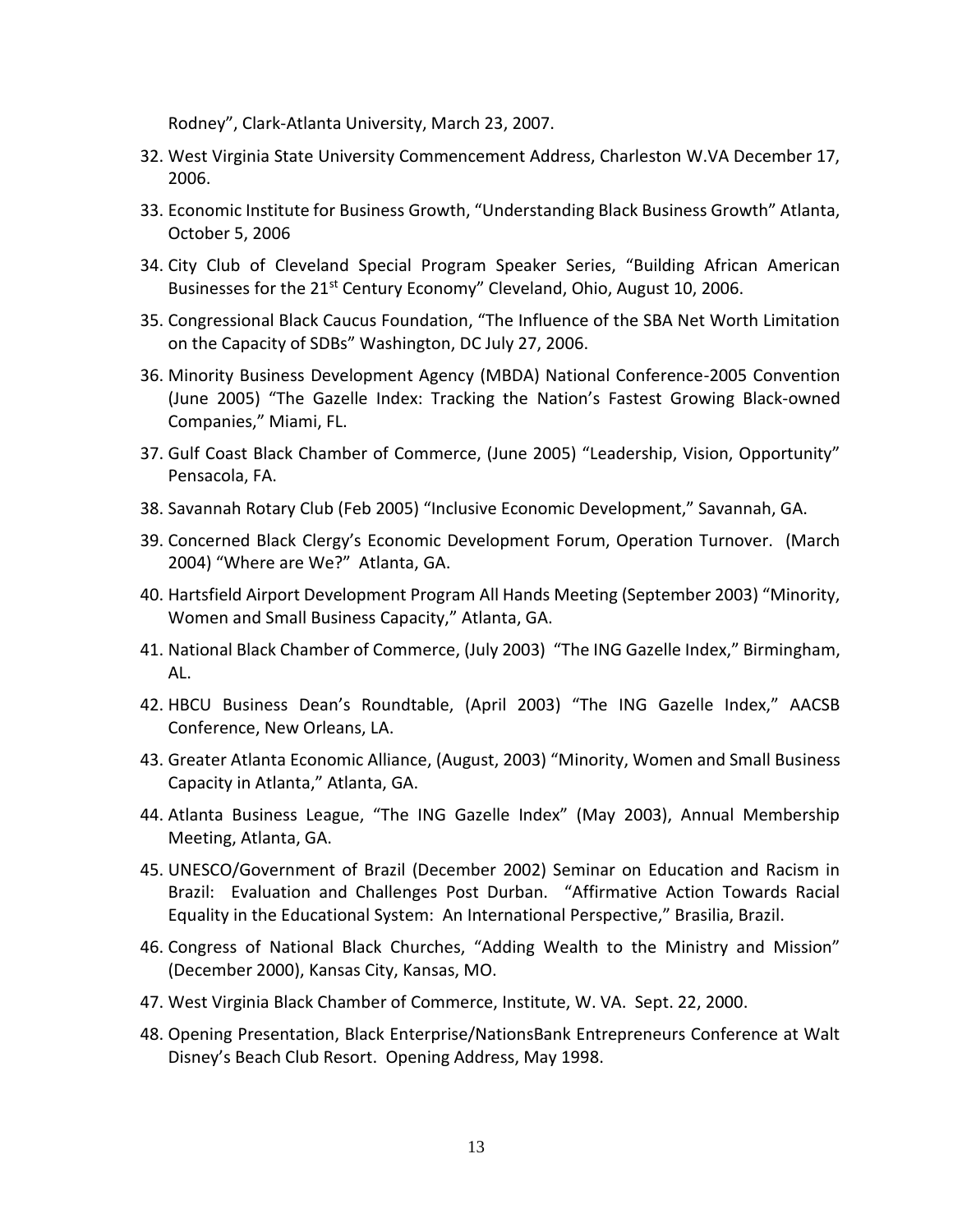Rodney", Clark-Atlanta University, March 23, 2007.

32. West Virginia State University Commencement Address, Charleston W.VA December 17, 2006.
33. Economic Institute for Business Growth, "Understanding Black Business Growth" Atlanta, October 5, 2006
34. City Club of Cleveland Special Program Speaker Series, "Building African American Businesses for the 21st Century Economy" Cleveland, Ohio, August 10, 2006.
35. Congressional Black Caucus Foundation, "The Influence of the SBA Net Worth Limitation on the Capacity of SDBs" Washington, DC July 27, 2006.
36. Minority Business Development Agency (MBDA) National Conference-2005 Convention (June 2005) "The Gazelle Index: Tracking the Nation's Fastest Growing Black-owned Companies," Miami, FL.
37. Gulf Coast Black Chamber of Commerce, (June 2005) "Leadership, Vision, Opportunity" Pensacola, FA.
38. Savannah Rotary Club (Feb 2005) "Inclusive Economic Development," Savannah, GA.
39. Concerned Black Clergy's Economic Development Forum, Operation Turnover. (March 2004) "Where are We?" Atlanta, GA.
40. Hartsfield Airport Development Program All Hands Meeting (September 2003) "Minority, Women and Small Business Capacity," Atlanta, GA.
41. National Black Chamber of Commerce, (July 2003) "The ING Gazelle Index," Birmingham, AL.
42. HBCU Business Dean's Roundtable, (April 2003) "The ING Gazelle Index," AACSB Conference, New Orleans, LA.
43. Greater Atlanta Economic Alliance, (August, 2003) "Minority, Women and Small Business Capacity in Atlanta," Atlanta, GA.
44. Atlanta Business League, "The ING Gazelle Index" (May 2003), Annual Membership Meeting, Atlanta, GA.
45. UNESCO/Government of Brazil (December 2002) Seminar on Education and Racism in Brazil: Evaluation and Challenges Post Durban. "Affirmative Action Towards Racial Equality in the Educational System: An International Perspective," Brasilia, Brazil.
46. Congress of National Black Churches, "Adding Wealth to the Ministry and Mission" (December 2000), Kansas City, Kansas, MO.
47. West Virginia Black Chamber of Commerce, Institute, W. VA. Sept. 22, 2000.
48. Opening Presentation, Black Enterprise/NationsBank Entrepreneurs Conference at Walt Disney's Beach Club Resort. Opening Address, May 1998.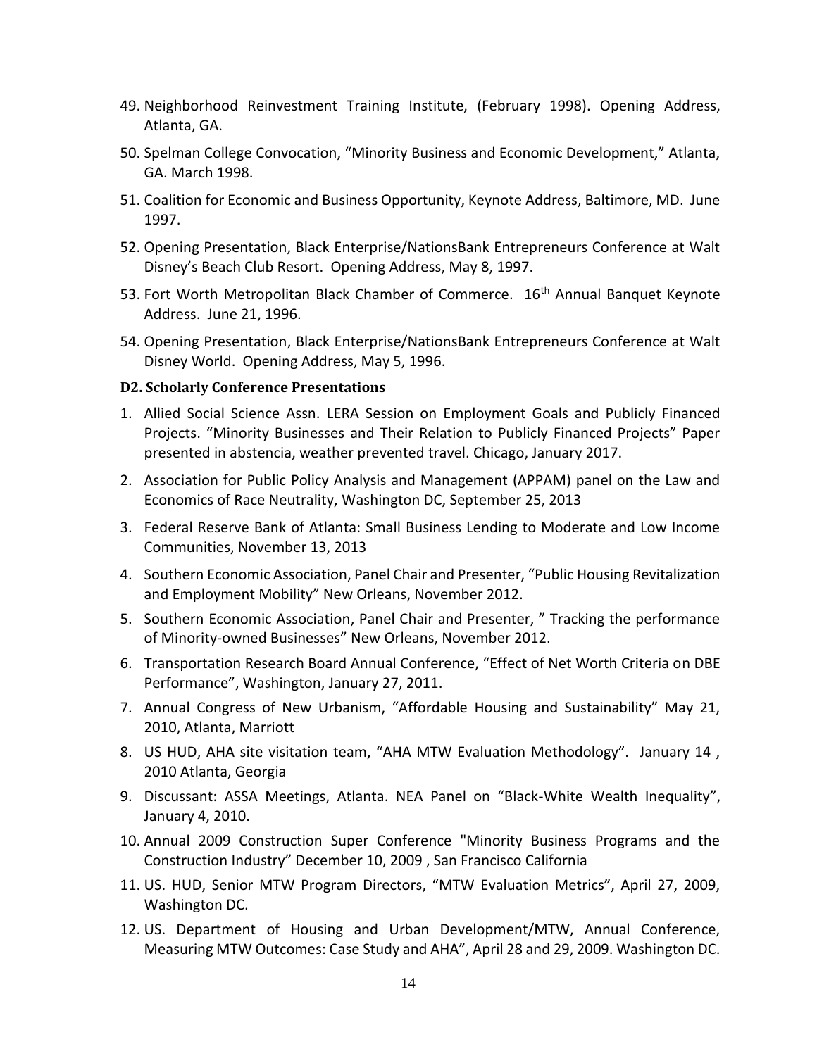49. Neighborhood Reinvestment Training Institute, (February 1998). Opening Address, Atlanta, GA.
50. Spelman College Convocation, "Minority Business and Economic Development," Atlanta, GA. March 1998.
51. Coalition for Economic and Business Opportunity, Keynote Address, Baltimore, MD. June 1997.
52. Opening Presentation, Black Enterprise/NationsBank Entrepreneurs Conference at Walt Disney's Beach Club Resort. Opening Address, May 8, 1997.
53. Fort Worth Metropolitan Black Chamber of Commerce. 16th Annual Banquet Keynote Address. June 21, 1996.
54. Opening Presentation, Black Enterprise/NationsBank Entrepreneurs Conference at Walt Disney World. Opening Address, May 5, 1996.

**D2. Scholarly Conference Presentations**

1. Allied Social Science Assn. LERA Session on Employment Goals and Publicly Financed Projects. "Minority Businesses and Their Relation to Publicly Financed Projects" Paper presented in abstencia, weather prevented travel. Chicago, January 2017.
2. Association for Public Policy Analysis and Management (APPAM) panel on the Law and Economics of Race Neutrality, Washington DC, September 25, 2013
3. Federal Reserve Bank of Atlanta: Small Business Lending to Moderate and Low Income Communities, November 13, 2013
4. Southern Economic Association, Panel Chair and Presenter, "Public Housing Revitalization and Employment Mobility" New Orleans, November 2012.
5. Southern Economic Association, Panel Chair and Presenter, " Tracking the performance of Minority-owned Businesses" New Orleans, November 2012.
6. Transportation Research Board Annual Conference, "Effect of Net Worth Criteria on DBE Performance", Washington, January 27, 2011.
7. Annual Congress of New Urbanism, "Affordable Housing and Sustainability" May 21, 2010, Atlanta, Marriott
8. US HUD, AHA site visitation team, "AHA MTW Evaluation Methodology". January 14 , 2010 Atlanta, Georgia
9. Discussant: ASSA Meetings, Atlanta. NEA Panel on "Black-White Wealth Inequality", January 4, 2010.
10. Annual 2009 Construction Super Conference "Minority Business Programs and the Construction Industry" December 10, 2009 , San Francisco California
11. US. HUD, Senior MTW Program Directors, "MTW Evaluation Metrics", April 27, 2009, Washington DC.
12. US. Department of Housing and Urban Development/MTW, Annual Conference, Measuring MTW Outcomes: Case Study and AHA", April 28 and 29, 2009. Washington DC.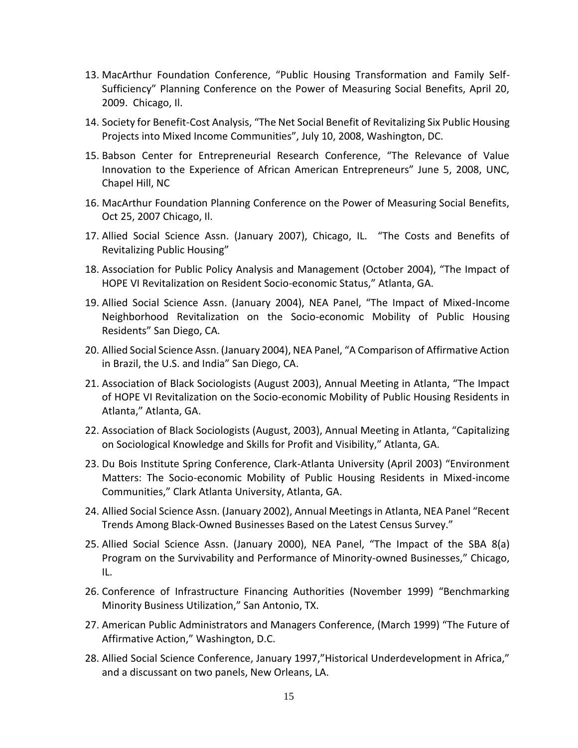13. MacArthur Foundation Conference, "Public Housing Transformation and Family Self-Sufficiency" Planning Conference on the Power of Measuring Social Benefits, April 20, 2009. Chicago, Il.
14. Society for Benefit-Cost Analysis, "The Net Social Benefit of Revitalizing Six Public Housing Projects into Mixed Income Communities", July 10, 2008, Washington, DC.
15. Babson Center for Entrepreneurial Research Conference, "The Relevance of Value Innovation to the Experience of African American Entrepreneurs" June 5, 2008, UNC, Chapel Hill, NC
16. MacArthur Foundation Planning Conference on the Power of Measuring Social Benefits, Oct 25, 2007 Chicago, Il.
17. Allied Social Science Assn. (January 2007), Chicago, IL. "The Costs and Benefits of Revitalizing Public Housing"
18. Association for Public Policy Analysis and Management (October 2004), "The Impact of HOPE VI Revitalization on Resident Socio-economic Status," Atlanta, GA.
19. Allied Social Science Assn. (January 2004), NEA Panel, "The Impact of Mixed-Income Neighborhood Revitalization on the Socio-economic Mobility of Public Housing Residents" San Diego, CA.
20. Allied Social Science Assn. (January 2004), NEA Panel, "A Comparison of Affirmative Action in Brazil, the U.S. and India" San Diego, CA.
21. Association of Black Sociologists (August 2003), Annual Meeting in Atlanta, "The Impact of HOPE VI Revitalization on the Socio-economic Mobility of Public Housing Residents in Atlanta," Atlanta, GA.
22. Association of Black Sociologists (August, 2003), Annual Meeting in Atlanta, "Capitalizing on Sociological Knowledge and Skills for Profit and Visibility," Atlanta, GA.
23. Du Bois Institute Spring Conference, Clark-Atlanta University (April 2003) "Environment Matters: The Socio-economic Mobility of Public Housing Residents in Mixed-income Communities," Clark Atlanta University, Atlanta, GA.
24. Allied Social Science Assn. (January 2002), Annual Meetings in Atlanta, NEA Panel "Recent Trends Among Black-Owned Businesses Based on the Latest Census Survey."
25. Allied Social Science Assn. (January 2000), NEA Panel, "The Impact of the SBA 8(a) Program on the Survivability and Performance of Minority-owned Businesses," Chicago, IL.
26. Conference of Infrastructure Financing Authorities (November 1999) "Benchmarking Minority Business Utilization," San Antonio, TX.
27. American Public Administrators and Managers Conference, (March 1999) "The Future of Affirmative Action," Washington, D.C.
28. Allied Social Science Conference, January 1997,"Historical Underdevelopment in Africa," and a discussant on two panels, New Orleans, LA.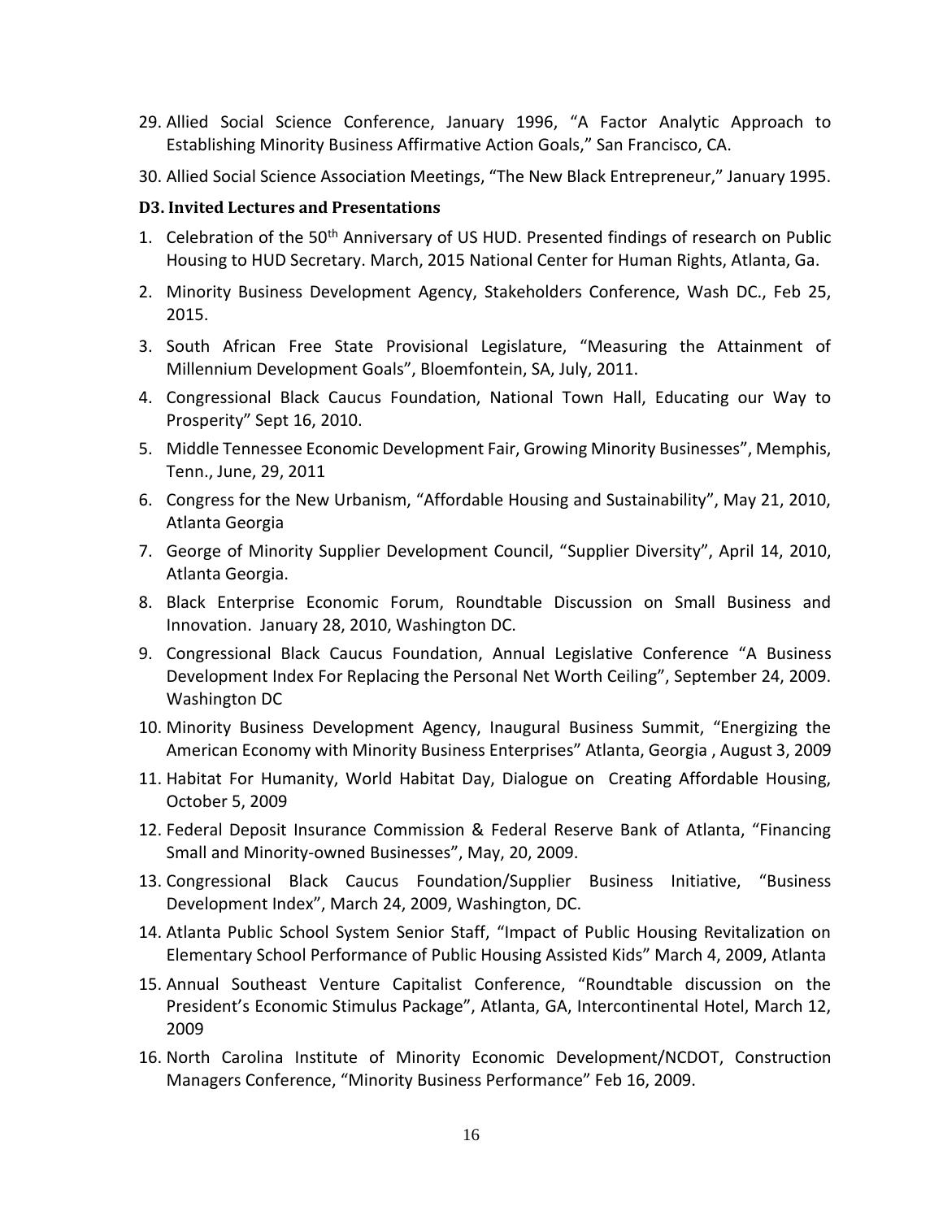29. Allied Social Science Conference, January 1996, "A Factor Analytic Approach to Establishing Minority Business Affirmative Action Goals," San Francisco, CA.
30. Allied Social Science Association Meetings, "The New Black Entrepreneur," January 1995.

### D3. Invited Lectures and Presentations

1. Celebration of the 50th Anniversary of US HUD. Presented findings of research on Public Housing to HUD Secretary. March, 2015 National Center for Human Rights, Atlanta, Ga.
2. Minority Business Development Agency, Stakeholders Conference, Wash DC., Feb 25, 2015.
3. South African Free State Provisional Legislature, "Measuring the Attainment of Millennium Development Goals", Bloemfontein, SA, July, 2011.
4. Congressional Black Caucus Foundation, National Town Hall, Educating our Way to Prosperity" Sept 16, 2010.
5. Middle Tennessee Economic Development Fair, Growing Minority Businesses", Memphis, Tenn., June, 29, 2011
6. Congress for the New Urbanism, "Affordable Housing and Sustainability", May 21, 2010, Atlanta Georgia
7. George of Minority Supplier Development Council, "Supplier Diversity", April 14, 2010, Atlanta Georgia.
8. Black Enterprise Economic Forum, Roundtable Discussion on Small Business and Innovation. January 28, 2010, Washington DC.
9. Congressional Black Caucus Foundation, Annual Legislative Conference "A Business Development Index For Replacing the Personal Net Worth Ceiling", September 24, 2009. Washington DC
10. Minority Business Development Agency, Inaugural Business Summit, "Energizing the American Economy with Minority Business Enterprises" Atlanta, Georgia , August 3, 2009
11. Habitat For Humanity, World Habitat Day, Dialogue on Creating Affordable Housing, October 5, 2009
12. Federal Deposit Insurance Commission & Federal Reserve Bank of Atlanta, "Financing Small and Minority-owned Businesses", May, 20, 2009.
13. Congressional Black Caucus Foundation/Supplier Business Initiative, "Business Development Index", March 24, 2009, Washington, DC.
14. Atlanta Public School System Senior Staff, "Impact of Public Housing Revitalization on Elementary School Performance of Public Housing Assisted Kids" March 4, 2009, Atlanta
15. Annual Southeast Venture Capitalist Conference, "Roundtable discussion on the President's Economic Stimulus Package", Atlanta, GA, Intercontinental Hotel, March 12, 2009
16. North Carolina Institute of Minority Economic Development/NCDOT, Construction Managers Conference, "Minority Business Performance" Feb 16, 2009.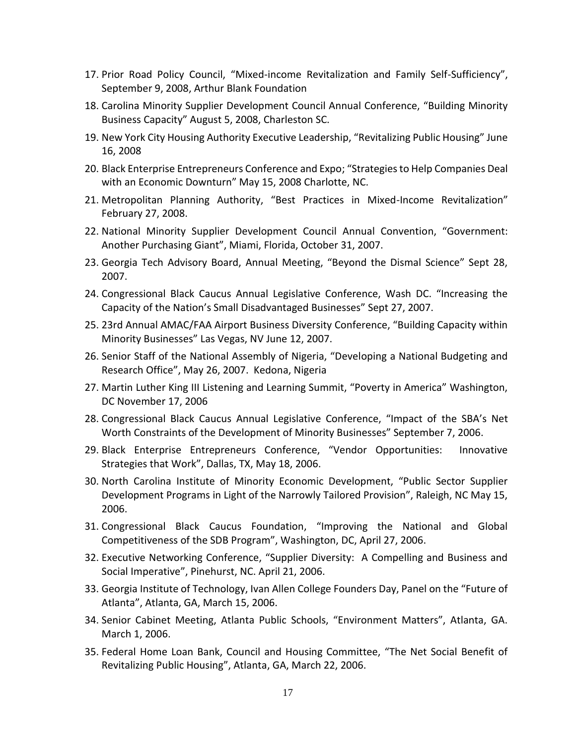17. Prior Road Policy Council, "Mixed-income Revitalization and Family Self-Sufficiency", September 9, 2008, Arthur Blank Foundation
18. Carolina Minority Supplier Development Council Annual Conference, "Building Minority Business Capacity" August 5, 2008, Charleston SC.
19. New York City Housing Authority Executive Leadership, "Revitalizing Public Housing" June 16, 2008
20. Black Enterprise Entrepreneurs Conference and Expo; "Strategies to Help Companies Deal with an Economic Downturn" May 15, 2008 Charlotte, NC.
21. Metropolitan Planning Authority, "Best Practices in Mixed-Income Revitalization" February 27, 2008.
22. National Minority Supplier Development Council Annual Convention, "Government: Another Purchasing Giant", Miami, Florida, October 31, 2007.
23. Georgia Tech Advisory Board, Annual Meeting, "Beyond the Dismal Science" Sept 28, 2007.
24. Congressional Black Caucus Annual Legislative Conference, Wash DC. "Increasing the Capacity of the Nation's Small Disadvantaged Businesses" Sept 27, 2007.
25. 23rd Annual AMAC/FAA Airport Business Diversity Conference, "Building Capacity within Minority Businesses" Las Vegas, NV June 12, 2007.
26. Senior Staff of the National Assembly of Nigeria, "Developing a National Budgeting and Research Office", May 26, 2007. Kedona, Nigeria
27. Martin Luther King III Listening and Learning Summit, "Poverty in America" Washington, DC November 17, 2006
28. Congressional Black Caucus Annual Legislative Conference, "Impact of the SBA's Net Worth Constraints of the Development of Minority Businesses" September 7, 2006.
29. Black Enterprise Entrepreneurs Conference, "Vendor Opportunities: Innovative Strategies that Work", Dallas, TX, May 18, 2006.
30. North Carolina Institute of Minority Economic Development, "Public Sector Supplier Development Programs in Light of the Narrowly Tailored Provision", Raleigh, NC May 15, 2006.
31. Congressional Black Caucus Foundation, "Improving the National and Global Competitiveness of the SDB Program", Washington, DC, April 27, 2006.
32. Executive Networking Conference, "Supplier Diversity: A Compelling and Business and Social Imperative", Pinehurst, NC. April 21, 2006.
33. Georgia Institute of Technology, Ivan Allen College Founders Day, Panel on the "Future of Atlanta", Atlanta, GA, March 15, 2006.
34. Senior Cabinet Meeting, Atlanta Public Schools, "Environment Matters", Atlanta, GA. March 1, 2006.
35. Federal Home Loan Bank, Council and Housing Committee, "The Net Social Benefit of Revitalizing Public Housing", Atlanta, GA, March 22, 2006.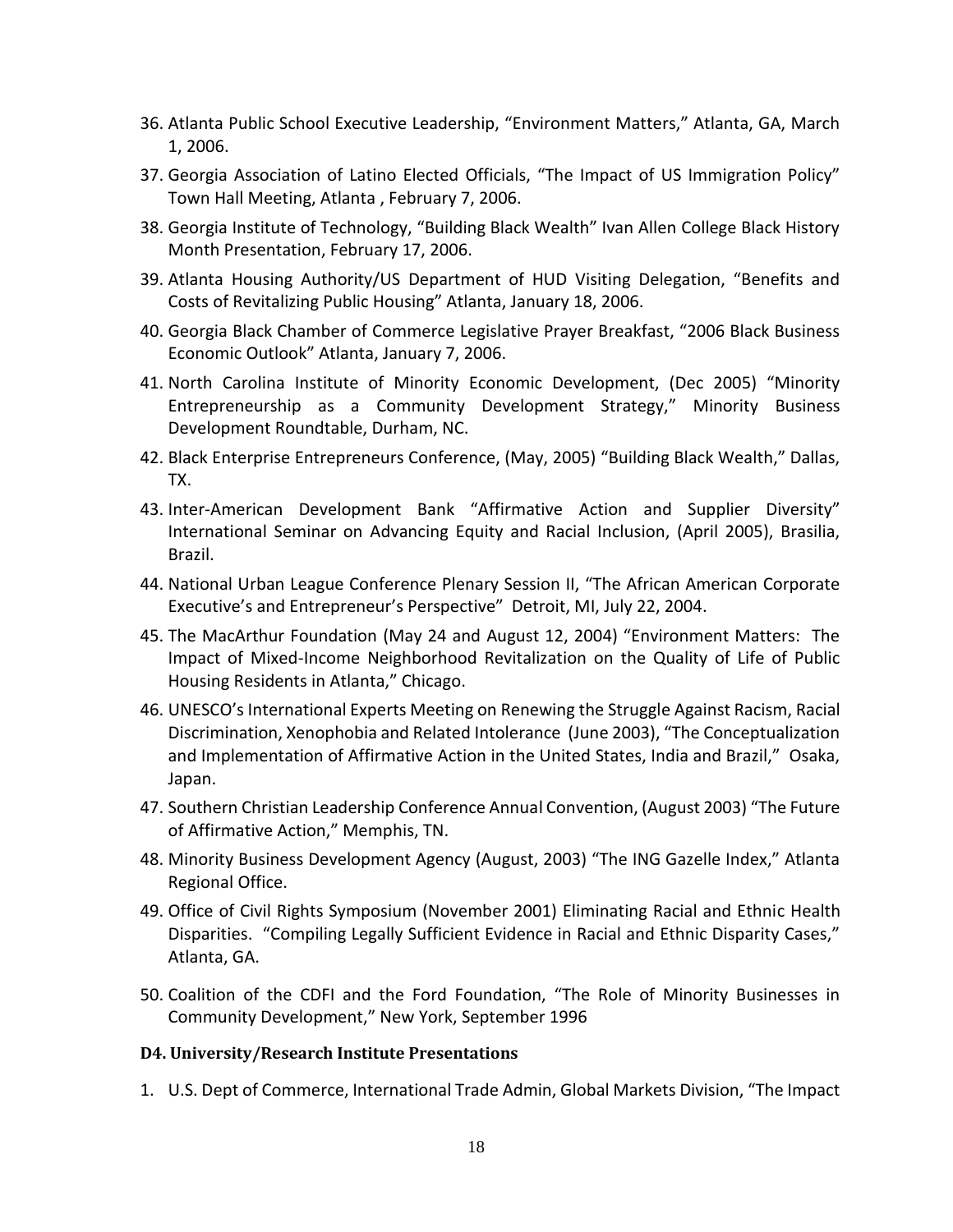36. Atlanta Public School Executive Leadership, "Environment Matters," Atlanta, GA, March 1, 2006.
37. Georgia Association of Latino Elected Officials, "The Impact of US Immigration Policy" Town Hall Meeting, Atlanta , February 7, 2006.
38. Georgia Institute of Technology, "Building Black Wealth" Ivan Allen College Black History Month Presentation, February 17, 2006.
39. Atlanta Housing Authority/US Department of HUD Visiting Delegation, "Benefits and Costs of Revitalizing Public Housing" Atlanta, January 18, 2006.
40. Georgia Black Chamber of Commerce Legislative Prayer Breakfast, "2006 Black Business Economic Outlook" Atlanta, January 7, 2006.
41. North Carolina Institute of Minority Economic Development, (Dec 2005) "Minority Entrepreneurship as a Community Development Strategy," Minority Business Development Roundtable, Durham, NC.
42. Black Enterprise Entrepreneurs Conference, (May, 2005) "Building Black Wealth," Dallas, TX.
43. Inter-American Development Bank "Affirmative Action and Supplier Diversity" International Seminar on Advancing Equity and Racial Inclusion, (April 2005), Brasilia, Brazil.
44. National Urban League Conference Plenary Session II, "The African American Corporate Executive's and Entrepreneur's Perspective" Detroit, MI, July 22, 2004.
45. The MacArthur Foundation (May 24 and August 12, 2004) "Environment Matters: The Impact of Mixed-Income Neighborhood Revitalization on the Quality of Life of Public Housing Residents in Atlanta," Chicago.
46. UNESCO's International Experts Meeting on Renewing the Struggle Against Racism, Racial Discrimination, Xenophobia and Related Intolerance (June 2003), "The Conceptualization and Implementation of Affirmative Action in the United States, India and Brazil," Osaka, Japan.
47. Southern Christian Leadership Conference Annual Convention, (August 2003) "The Future of Affirmative Action," Memphis, TN.
48. Minority Business Development Agency (August, 2003) "The ING Gazelle Index," Atlanta Regional Office.
49. Office of Civil Rights Symposium (November 2001) Eliminating Racial and Ethnic Health Disparities. "Compiling Legally Sufficient Evidence in Racial and Ethnic Disparity Cases," Atlanta, GA.
50. Coalition of the CDFI and the Ford Foundation, "The Role of Minority Businesses in Community Development," New York, September 1996

#### D4. University/Research Institute Presentations

1. U.S. Dept of Commerce, International Trade Admin, Global Markets Division, "The Impact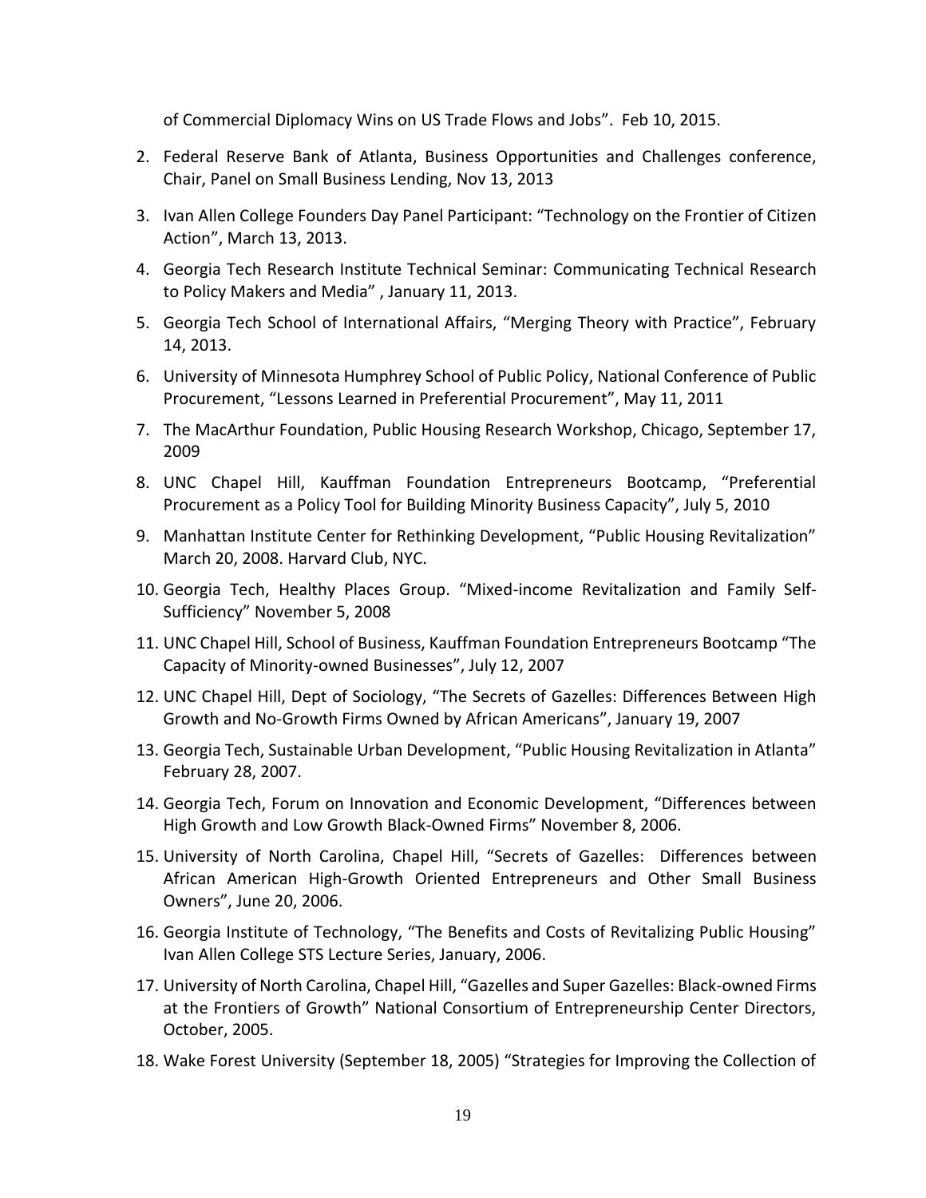of Commercial Diplomacy Wins on US Trade Flows and Jobs". Feb 10, 2015.

2. Federal Reserve Bank of Atlanta, Business Opportunities and Challenges conference, Chair, Panel on Small Business Lending, Nov 13, 2013
3. Ivan Allen College Founders Day Panel Participant: "Technology on the Frontier of Citizen Action", March 13, 2013.
4. Georgia Tech Research Institute Technical Seminar: Communicating Technical Research to Policy Makers and Media" , January 11, 2013.
5. Georgia Tech School of International Affairs, "Merging Theory with Practice", February 14, 2013.
6. University of Minnesota Humphrey School of Public Policy, National Conference of Public Procurement, "Lessons Learned in Preferential Procurement", May 11, 2011
7. The MacArthur Foundation, Public Housing Research Workshop, Chicago, September 17, 2009
8. UNC Chapel Hill, Kauffman Foundation Entrepreneurs Bootcamp, "Preferential Procurement as a Policy Tool for Building Minority Business Capacity", July 5, 2010
9. Manhattan Institute Center for Rethinking Development, "Public Housing Revitalization" March 20, 2008. Harvard Club, NYC.
10. Georgia Tech, Healthy Places Group. "Mixed-income Revitalization and Family Self-Sufficiency" November 5, 2008
11. UNC Chapel Hill, School of Business, Kauffman Foundation Entrepreneurs Bootcamp "The Capacity of Minority-owned Businesses", July 12, 2007
12. UNC Chapel Hill, Dept of Sociology, "The Secrets of Gazelles: Differences Between High Growth and No-Growth Firms Owned by African Americans", January 19, 2007
13. Georgia Tech, Sustainable Urban Development, "Public Housing Revitalization in Atlanta" February 28, 2007.
14. Georgia Tech, Forum on Innovation and Economic Development, "Differences between High Growth and Low Growth Black-Owned Firms" November 8, 2006.
15. University of North Carolina, Chapel Hill, "Secrets of Gazelles: Differences between African American High-Growth Oriented Entrepreneurs and Other Small Business Owners", June 20, 2006.
16. Georgia Institute of Technology, "The Benefits and Costs of Revitalizing Public Housing" Ivan Allen College STS Lecture Series, January, 2006.
17. University of North Carolina, Chapel Hill, "Gazelles and Super Gazelles: Black-owned Firms at the Frontiers of Growth" National Consortium of Entrepreneurship Center Directors, October, 2005.
18. Wake Forest University (September 18, 2005) "Strategies for Improving the Collection of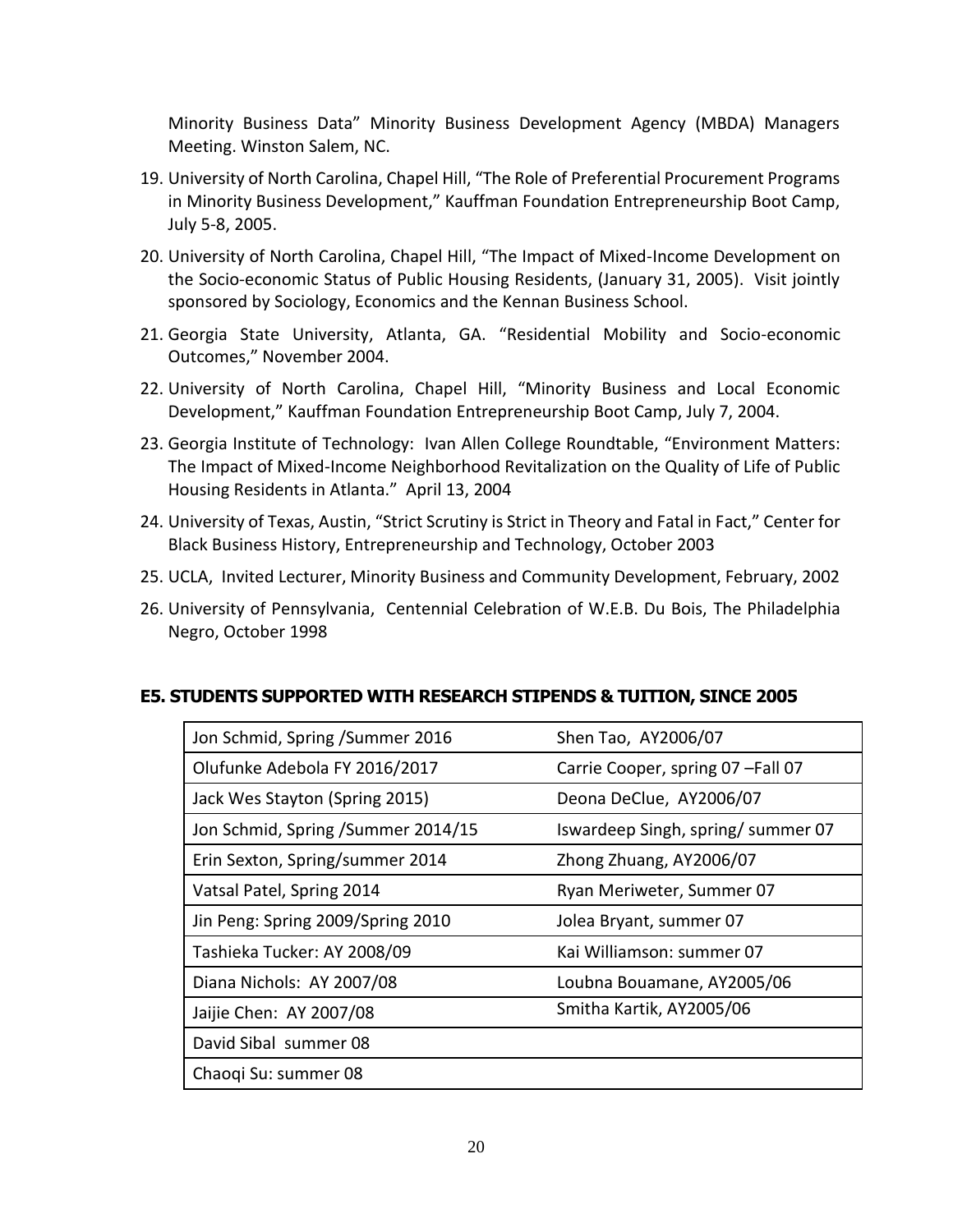Minority Business Data" Minority Business Development Agency (MBDA) Managers Meeting. Winston Salem, NC.

19. University of North Carolina, Chapel Hill, "The Role of Preferential Procurement Programs in Minority Business Development," Kauffman Foundation Entrepreneurship Boot Camp, July 5-8, 2005.
20. University of North Carolina, Chapel Hill, "The Impact of Mixed-Income Development on the Socio-economic Status of Public Housing Residents, (January 31, 2005). Visit jointly sponsored by Sociology, Economics and the Kennan Business School.
21. Georgia State University, Atlanta, GA. "Residential Mobility and Socio-economic Outcomes," November 2004.
22. University of North Carolina, Chapel Hill, "Minority Business and Local Economic Development," Kauffman Foundation Entrepreneurship Boot Camp, July 7, 2004.
23. Georgia Institute of Technology: Ivan Allen College Roundtable, "Environment Matters: The Impact of Mixed-Income Neighborhood Revitalization on the Quality of Life of Public Housing Residents in Atlanta." April 13, 2004
24. University of Texas, Austin, "Strict Scrutiny is Strict in Theory and Fatal in Fact," Center for Black Business History, Entrepreneurship and Technology, October 2003
25. UCLA, Invited Lecturer, Minority Business and Community Development, February, 2002
26. University of Pennsylvania, Centennial Celebration of W.E.B. Du Bois, The Philadelphia Negro, October 1998

## E5. STUDENTS SUPPORTED WITH RESEARCH STIPENDS & TUITION, SINCE 2005

| | |
|---|---|
| Jon Schmid, Spring /Summer 2016 | Shen Tao, AY2006/07 |
| Olufunke Adebola FY 2016/2017 | Carrie Cooper, spring 07 –Fall 07 |
| Jack Wes Stayton (Spring 2015) | Deona DeClue, AY2006/07 |
| Jon Schmid, Spring /Summer 2014/15 | Iswardeep Singh, spring/ summer 07 |
| Erin Sexton, Spring/summer 2014 | Zhong Zhuang, AY2006/07 |
| Vatsal Patel, Spring 2014 | Ryan Meriweter, Summer 07 |
| Jin Peng: Spring 2009/Spring 2010 | Jolea Bryant, summer 07 |
| Tashieka Tucker: AY 2008/09 | Kai Williamson: summer 07 |
| Diana Nichols: AY 2007/08 | Loubna Bouamane, AY2005/06 |
| Jaijie Chen: AY 2007/08 | Smitha Kartik, AY2005/06 |
| David Sibal summer 08 | |
| Chaoqi Su: summer 08 | |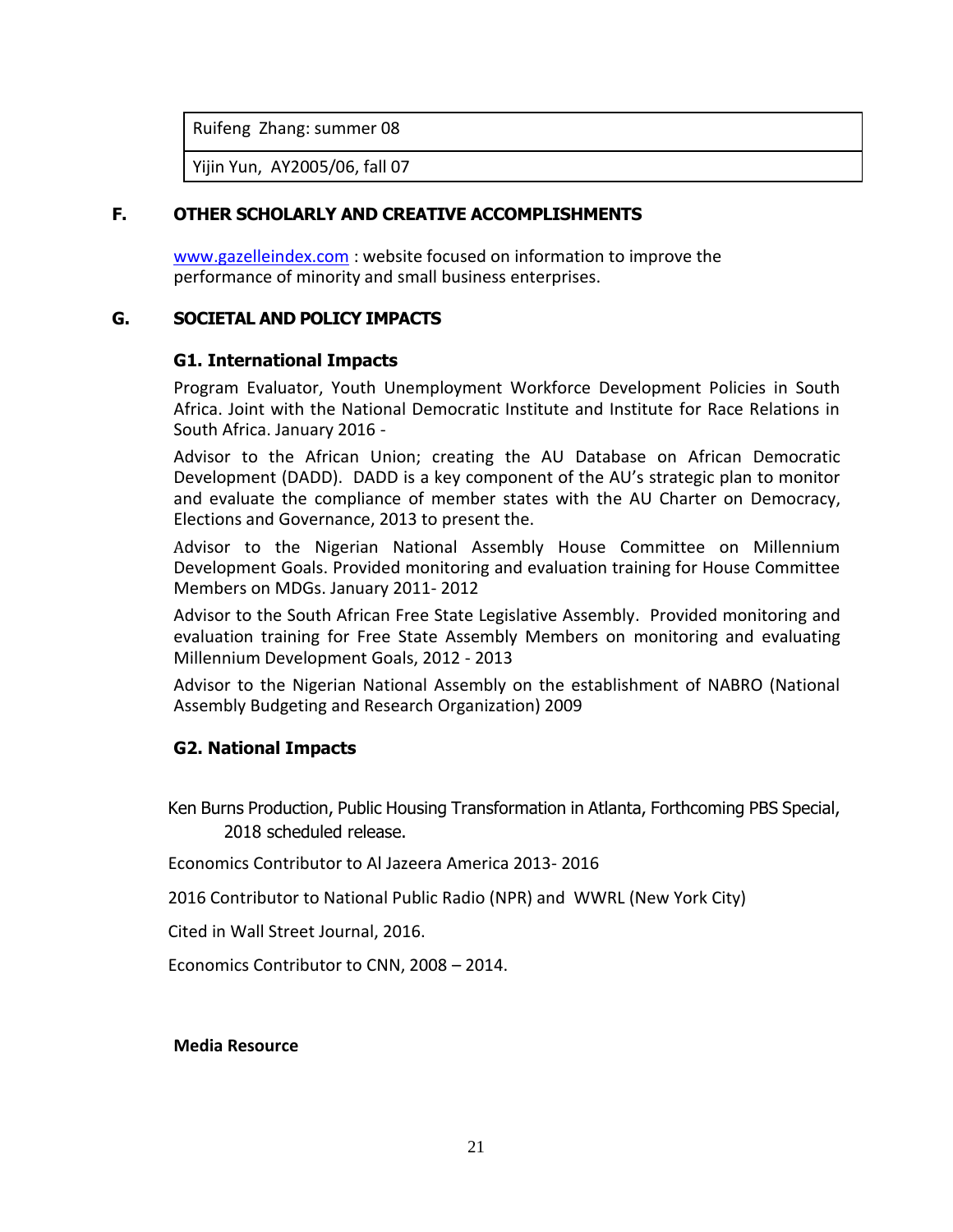| Ruifeng Zhang: summer 08 |
|---|
| Yijin Yun, AY2005/06, fall 07 |

## F. OTHER SCHOLARLY AND CREATIVE ACCOMPLISHMENTS

www.gazelleindex.com : website focused on information to improve the performance of minority and small business enterprises.

## G. SOCIETAL AND POLICY IMPACTS

### G1. International Impacts

Program Evaluator, Youth Unemployment Workforce Development Policies in South Africa. Joint with the National Democratic Institute and Institute for Race Relations in South Africa. January 2016 -

Advisor to the African Union; creating the AU Database on African Democratic Development (DADD). DADD is a key component of the AU's strategic plan to monitor and evaluate the compliance of member states with the AU Charter on Democracy, Elections and Governance, 2013 to present the.

Advisor to the Nigerian National Assembly House Committee on Millennium Development Goals. Provided monitoring and evaluation training for House Committee Members on MDGs. January 2011- 2012

Advisor to the South African Free State Legislative Assembly. Provided monitoring and evaluation training for Free State Assembly Members on monitoring and evaluating Millennium Development Goals, 2012 - 2013

Advisor to the Nigerian National Assembly on the establishment of NABRO (National Assembly Budgeting and Research Organization) 2009

### G2. National Impacts

Ken Burns Production, Public Housing Transformation in Atlanta, Forthcoming PBS Special, 2018 scheduled release.

Economics Contributor to Al Jazeera America 2013- 2016

2016 Contributor to National Public Radio (NPR) and WWRL (New York City)

Cited in Wall Street Journal, 2016.

Economics Contributor to CNN, 2008 – 2014.

**Media Resource**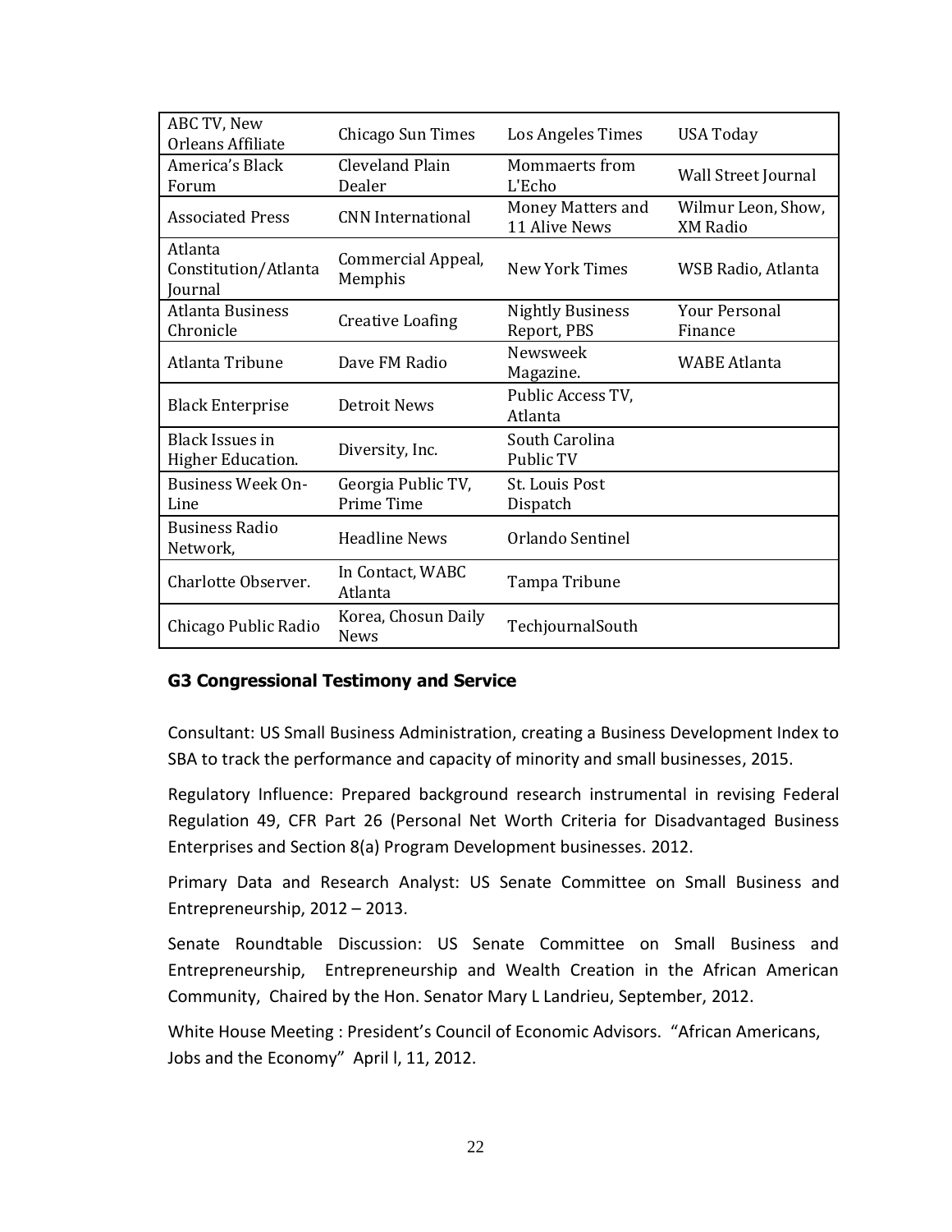| ABC TV, New Orleans Affiliate | Chicago Sun Times | Los Angeles Times | USA Today |
|---|---|---|---|
| America's Black Forum | Cleveland Plain Dealer | Mommaerts from L'Echo | Wall Street Journal |
| Associated Press | CNN International | Money Matters and 11 Alive News | Wilmur Leon, Show, XM Radio |
| Atlanta Constitution/Atlanta Journal | Commercial Appeal, Memphis | New York Times | WSB Radio, Atlanta |
| Atlanta Business Chronicle | Creative Loafing | Nightly Business Report, PBS | Your Personal Finance |
| Atlanta Tribune | Dave FM Radio | Newsweek Magazine. | WABE Atlanta |
| Black Enterprise | Detroit News | Public Access TV, Atlanta | |
| Black Issues in Higher Education. | Diversity, Inc. | South Carolina Public TV | |
| Business Week On-Line | Georgia Public TV, Prime Time | St. Louis Post Dispatch | |
| Business Radio Network, | Headline News | Orlando Sentinel | |
| Charlotte Observer. | In Contact, WABC Atlanta | Tampa Tribune | |
| Chicago Public Radio | Korea, Chosun Daily News | TechjournalSouth | |

### G3 Congressional Testimony and Service

Consultant: US Small Business Administration, creating a Business Development Index to SBA to track the performance and capacity of minority and small businesses, 2015.

Regulatory Influence: Prepared background research instrumental in revising Federal Regulation 49, CFR Part 26 (Personal Net Worth Criteria for Disadvantaged Business Enterprises and Section 8(a) Program Development businesses. 2012.

Primary Data and Research Analyst: US Senate Committee on Small Business and Entrepreneurship, 2012 – 2013.

Senate Roundtable Discussion: US Senate Committee on Small Business and Entrepreneurship, Entrepreneurship and Wealth Creation in the African American Community, Chaired by the Hon. Senator Mary L Landrieu, September, 2012.

White House Meeting : President's Council of Economic Advisors. "African Americans, Jobs and the Economy" April l, 11, 2012.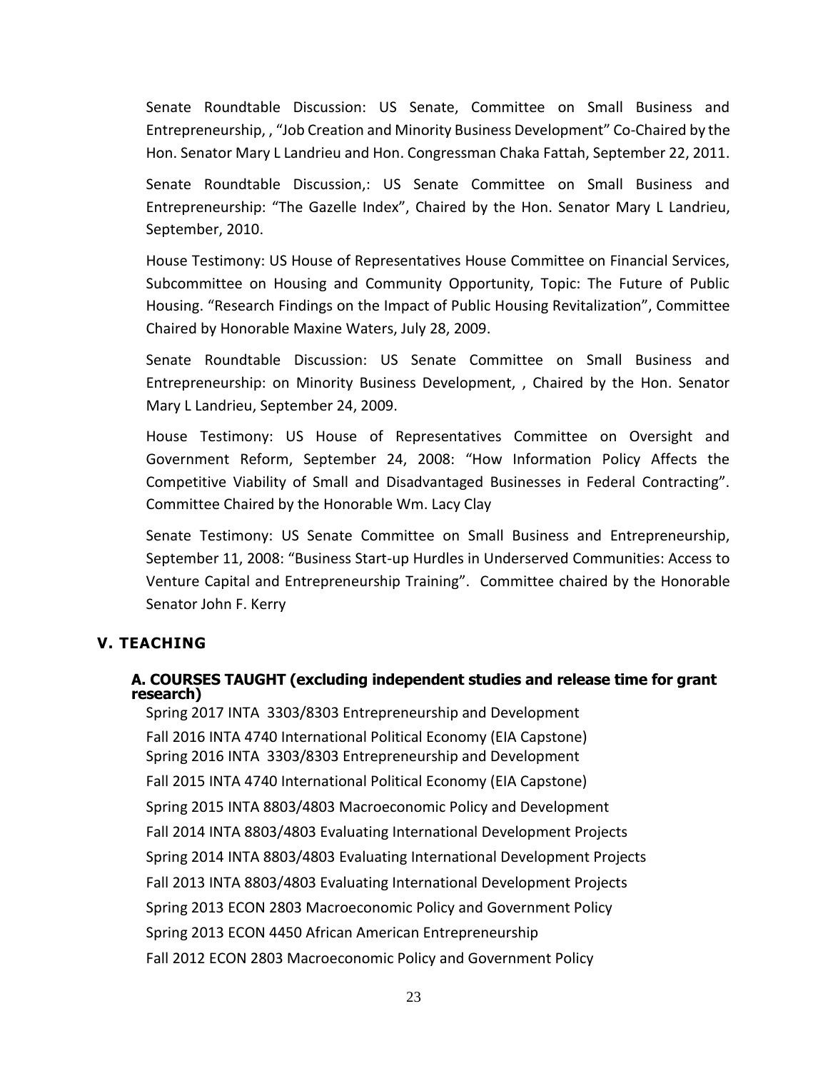Senate Roundtable Discussion: US Senate, Committee on Small Business and Entrepreneurship, , "Job Creation and Minority Business Development" Co-Chaired by the Hon. Senator Mary L Landrieu and Hon. Congressman Chaka Fattah, September 22, 2011.

Senate Roundtable Discussion,: US Senate Committee on Small Business and Entrepreneurship: "The Gazelle Index", Chaired by the Hon. Senator Mary L Landrieu, September, 2010.

House Testimony: US House of Representatives House Committee on Financial Services, Subcommittee on Housing and Community Opportunity, Topic: The Future of Public Housing. "Research Findings on the Impact of Public Housing Revitalization", Committee Chaired by Honorable Maxine Waters, July 28, 2009.

Senate Roundtable Discussion: US Senate Committee on Small Business and Entrepreneurship: on Minority Business Development, , Chaired by the Hon. Senator Mary L Landrieu, September 24, 2009.

House Testimony: US House of Representatives Committee on Oversight and Government Reform, September 24, 2008: "How Information Policy Affects the Competitive Viability of Small and Disadvantaged Businesses in Federal Contracting". Committee Chaired by the Honorable Wm. Lacy Clay

Senate Testimony: US Senate Committee on Small Business and Entrepreneurship, September 11, 2008: "Business Start-up Hurdles in Underserved Communities: Access to Venture Capital and Entrepreneurship Training". Committee chaired by the Honorable Senator John F. Kerry

## V. TEACHING

### A. COURSES TAUGHT (excluding independent studies and release time for grant research)

Spring 2017 INTA 3303/8303 Entrepreneurship and Development

Fall 2016 INTA 4740 International Political Economy (EIA Capstone)

Spring 2016 INTA 3303/8303 Entrepreneurship and Development

Fall 2015 INTA 4740 International Political Economy (EIA Capstone)

Spring 2015 INTA 8803/4803 Macroeconomic Policy and Development

Fall 2014 INTA 8803/4803 Evaluating International Development Projects

Spring 2014 INTA 8803/4803 Evaluating International Development Projects

Fall 2013 INTA 8803/4803 Evaluating International Development Projects

Spring 2013 ECON 2803 Macroeconomic Policy and Government Policy

Spring 2013 ECON 4450 African American Entrepreneurship

Fall 2012 ECON 2803 Macroeconomic Policy and Government Policy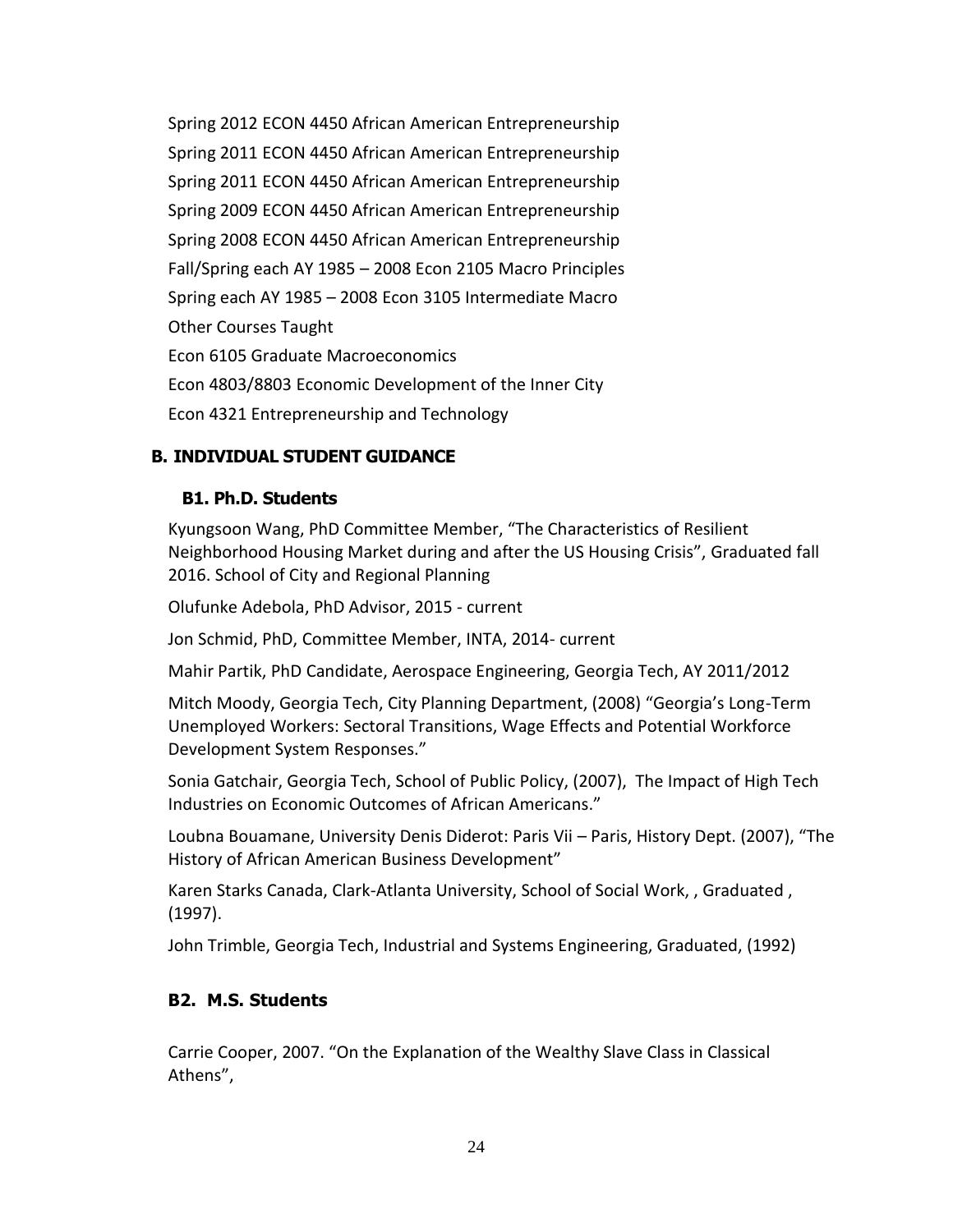Spring 2012 ECON 4450 African American Entrepreneurship

Spring 2011 ECON 4450 African American Entrepreneurship

Spring 2011 ECON 4450 African American Entrepreneurship

Spring 2009 ECON 4450 African American Entrepreneurship

Spring 2008 ECON 4450 African American Entrepreneurship

Fall/Spring each AY 1985 – 2008 Econ 2105 Macro Principles

Spring each AY 1985 – 2008 Econ 3105 Intermediate Macro

Other Courses Taught

Econ 6105 Graduate Macroeconomics

Econ 4803/8803 Economic Development of the Inner City

Econ 4321 Entrepreneurship and Technology

## B. INDIVIDUAL STUDENT GUIDANCE

### B1. Ph.D. Students

Kyungsoon Wang, PhD Committee Member, "The Characteristics of Resilient Neighborhood Housing Market during and after the US Housing Crisis", Graduated fall 2016. School of City and Regional Planning

Olufunke Adebola, PhD Advisor, 2015 - current

Jon Schmid, PhD, Committee Member, INTA, 2014- current

Mahir Partik, PhD Candidate, Aerospace Engineering, Georgia Tech, AY 2011/2012

Mitch Moody, Georgia Tech, City Planning Department, (2008) "Georgia's Long-Term Unemployed Workers: Sectoral Transitions, Wage Effects and Potential Workforce Development System Responses."

Sonia Gatchair, Georgia Tech, School of Public Policy, (2007), The Impact of High Tech Industries on Economic Outcomes of African Americans."

Loubna Bouamane, University Denis Diderot: Paris Vii – Paris, History Dept. (2007), "The History of African American Business Development"

Karen Starks Canada, Clark-Atlanta University, School of Social Work, , Graduated , (1997).

John Trimble, Georgia Tech, Industrial and Systems Engineering, Graduated, (1992)

### B2. M.S. Students

Carrie Cooper, 2007. "On the Explanation of the Wealthy Slave Class in Classical Athens",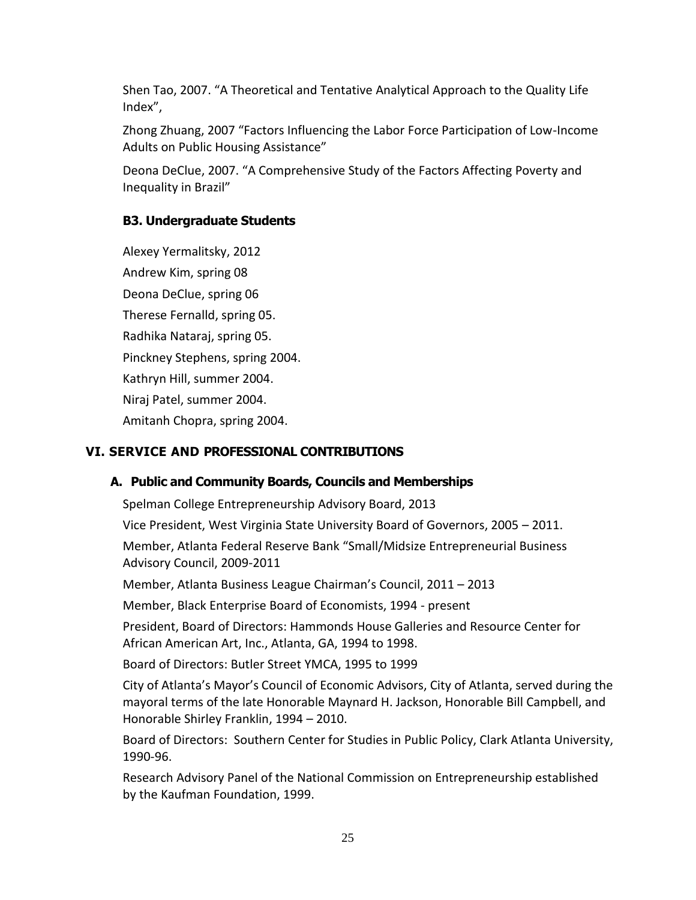Shen Tao, 2007. "A Theoretical and Tentative Analytical Approach to the Quality Life Index",

Zhong Zhuang, 2007 "Factors Influencing the Labor Force Participation of Low-Income Adults on Public Housing Assistance"

Deona DeClue, 2007. "A Comprehensive Study of the Factors Affecting Poverty and Inequality in Brazil"

### B3. Undergraduate Students

Alexey Yermalitsky, 2012

Andrew Kim, spring 08

Deona DeClue, spring 06

Therese Fernalld, spring 05.

Radhika Nataraj, spring 05.

Pinckney Stephens, spring 2004.

Kathryn Hill, summer 2004.

Niraj Patel, summer 2004.

Amitanh Chopra, spring 2004.

## VI. SERVICE AND PROFESSIONAL CONTRIBUTIONS

### A. Public and Community Boards, Councils and Memberships

Spelman College Entrepreneurship Advisory Board, 2013

Vice President, West Virginia State University Board of Governors, 2005 – 2011.

Member, Atlanta Federal Reserve Bank "Small/Midsize Entrepreneurial Business Advisory Council, 2009-2011

Member, Atlanta Business League Chairman's Council, 2011 – 2013

Member, Black Enterprise Board of Economists, 1994 - present

President, Board of Directors: Hammonds House Galleries and Resource Center for African American Art, Inc., Atlanta, GA, 1994 to 1998.

Board of Directors: Butler Street YMCA, 1995 to 1999

City of Atlanta's Mayor's Council of Economic Advisors, City of Atlanta, served during the mayoral terms of the late Honorable Maynard H. Jackson, Honorable Bill Campbell, and Honorable Shirley Franklin, 1994 – 2010.

Board of Directors: Southern Center for Studies in Public Policy, Clark Atlanta University, 1990-96.

Research Advisory Panel of the National Commission on Entrepreneurship established by the Kaufman Foundation, 1999.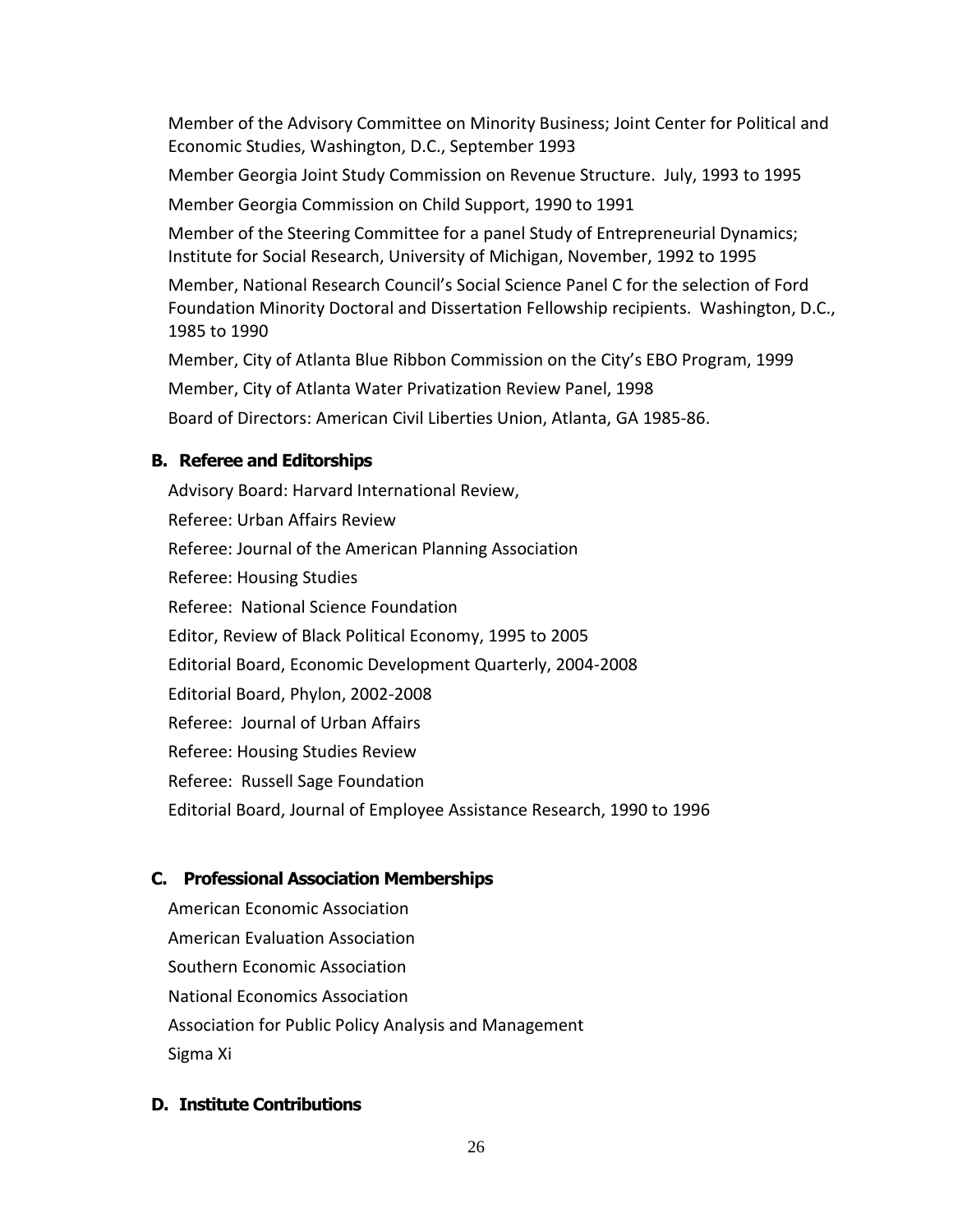Member of the Advisory Committee on Minority Business; Joint Center for Political and Economic Studies, Washington, D.C., September 1993

Member Georgia Joint Study Commission on Revenue Structure. July, 1993 to 1995

Member Georgia Commission on Child Support, 1990 to 1991

Member of the Steering Committee for a panel Study of Entrepreneurial Dynamics; Institute for Social Research, University of Michigan, November, 1992 to 1995

Member, National Research Council's Social Science Panel C for the selection of Ford Foundation Minority Doctoral and Dissertation Fellowship recipients. Washington, D.C., 1985 to 1990

Member, City of Atlanta Blue Ribbon Commission on the City's EBO Program, 1999

Member, City of Atlanta Water Privatization Review Panel, 1998

Board of Directors: American Civil Liberties Union, Atlanta, GA 1985-86.

### B. Referee and Editorships

Advisory Board: Harvard International Review,

Referee: Urban Affairs Review

Referee: Journal of the American Planning Association

Referee: Housing Studies

Referee: National Science Foundation

Editor, Review of Black Political Economy, 1995 to 2005

Editorial Board, Economic Development Quarterly, 2004-2008

Editorial Board, Phylon, 2002-2008

Referee: Journal of Urban Affairs

Referee: Housing Studies Review

Referee: Russell Sage Foundation

Editorial Board, Journal of Employee Assistance Research, 1990 to 1996

### C. Professional Association Memberships

American Economic Association

American Evaluation Association

Southern Economic Association

National Economics Association

Association for Public Policy Analysis and Management

Sigma Xi

### D. Institute Contributions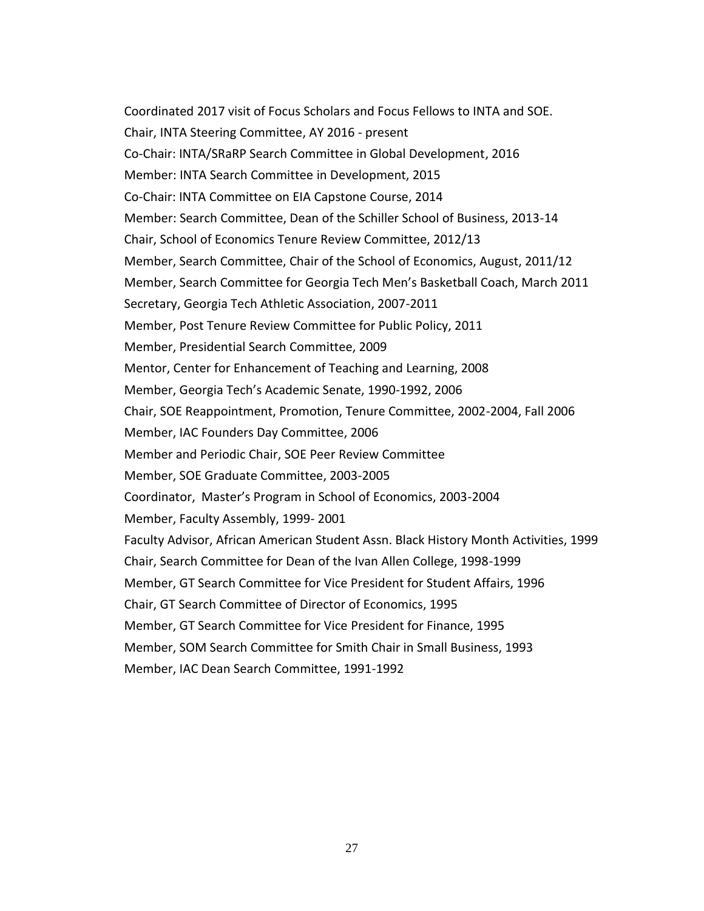Coordinated 2017 visit of Focus Scholars and Focus Fellows to INTA and SOE.

Chair, INTA Steering Committee, AY 2016 - present

Co-Chair: INTA/SRaRP Search Committee in Global Development, 2016

Member: INTA Search Committee in Development, 2015

Co-Chair: INTA Committee on EIA Capstone Course, 2014

Member: Search Committee, Dean of the Schiller School of Business, 2013-14

Chair, School of Economics Tenure Review Committee, 2012/13

Member, Search Committee, Chair of the School of Economics, August, 2011/12

Member, Search Committee for Georgia Tech Men's Basketball Coach, March 2011

Secretary, Georgia Tech Athletic Association, 2007-2011

Member, Post Tenure Review Committee for Public Policy, 2011

Member, Presidential Search Committee, 2009

Mentor, Center for Enhancement of Teaching and Learning, 2008

Member, Georgia Tech's Academic Senate, 1990-1992, 2006

Chair, SOE Reappointment, Promotion, Tenure Committee, 2002-2004, Fall 2006

Member, IAC Founders Day Committee, 2006

Member and Periodic Chair, SOE Peer Review Committee

Member, SOE Graduate Committee, 2003-2005

Coordinator, Master's Program in School of Economics, 2003-2004

Member, Faculty Assembly, 1999- 2001

Faculty Advisor, African American Student Assn. Black History Month Activities, 1999

Chair, Search Committee for Dean of the Ivan Allen College, 1998-1999

Member, GT Search Committee for Vice President for Student Affairs, 1996

Chair, GT Search Committee of Director of Economics, 1995

Member, GT Search Committee for Vice President for Finance, 1995

Member, SOM Search Committee for Smith Chair in Small Business, 1993

Member, IAC Dean Search Committee, 1991-1992